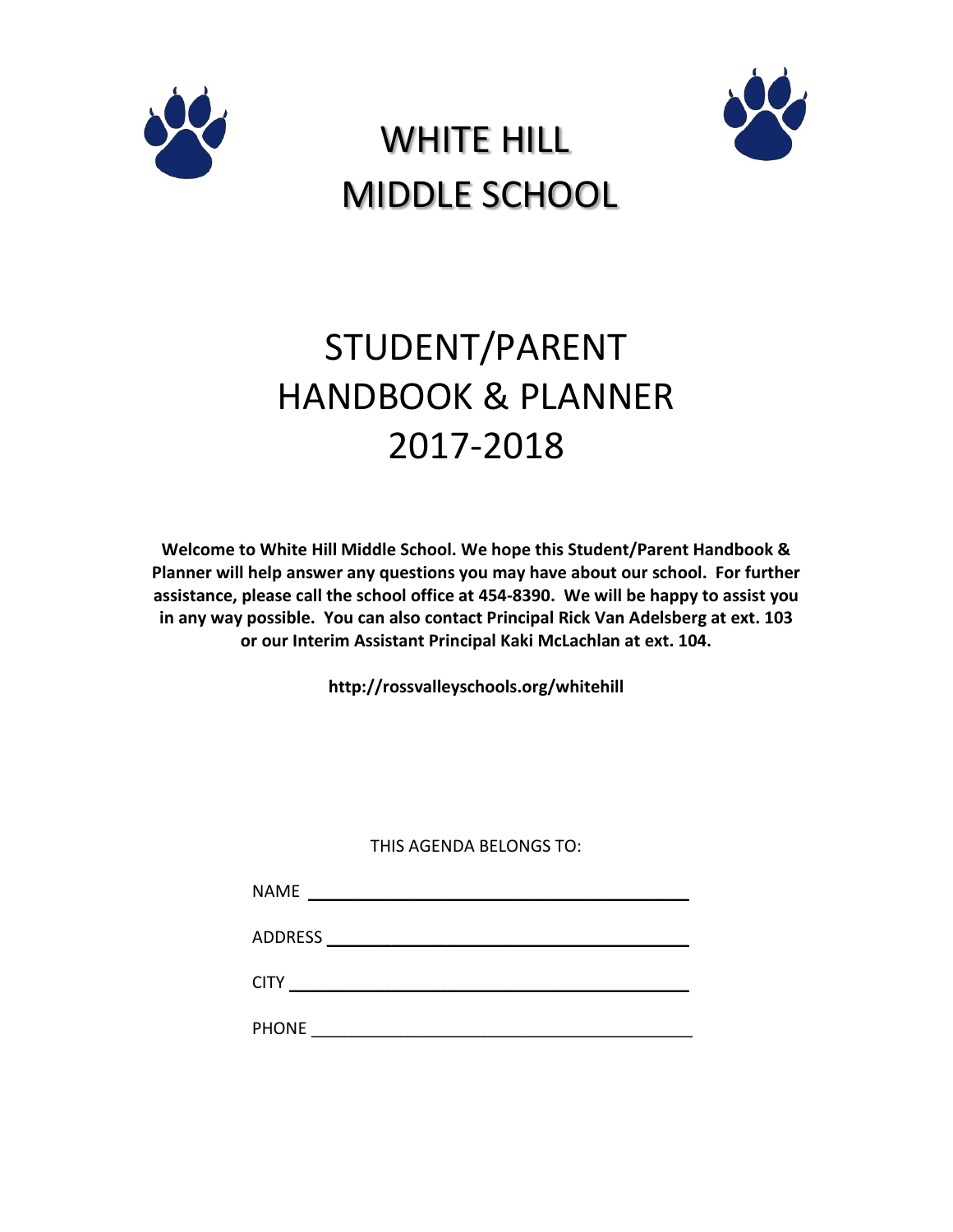# WHITE HILL MIDDLE SCHOOL

# STUDENT/PARENT HANDBOOK & PLANNER 2017-2018

**Welcome to White Hill Middle School. We hope this Student/Parent Handbook & Planner will help answer any questions you may have about our school. For further assistance, please call the school office at 454-8390. We will be happy to assist you in any way possible. You can also contact Principal Rick Van Adelsberg at ext. 103 or our Interim Assistant Principal Kaki McLachlan at ext. 104.**

**http://rossvalleyschools.org/whitehill**

THIS AGENDA BELONGS TO:

NAME ___________________________________

ADDRESS ________________________________

CITY ____________________________________

PHONE __________________________________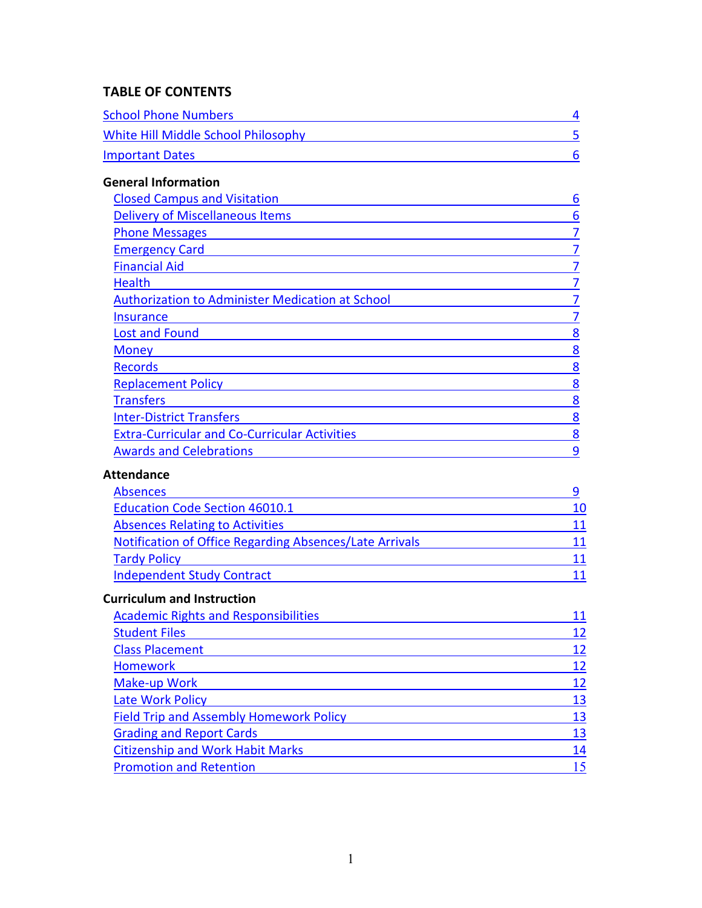# TABLE OF CONTENTS

School Phone Numbers 4

White Hill Middle School Philosophy 5

Important Dates 6

## General Information

- Closed Campus and Visitation 6
- Delivery of Miscellaneous Items 6
- Phone Messages 7
- Emergency Card 7
- Financial Aid 7
- Health 7
- Authorization to Administer Medication at School 7
- Insurance 7
- Lost and Found 8
- Money 8
- Records 8
- Replacement Policy 8
- Transfers 8
- Inter-District Transfers 8
- Extra-Curricular and Co-Curricular Activities 8
- Awards and Celebrations 9

## Attendance

- Absences 9
- Education Code Section 46010.1 10
- Absences Relating to Activities 11
- Notification of Office Regarding Absences/Late Arrivals 11
- Tardy Policy 11
- Independent Study Contract 11

## Curriculum and Instruction

- Academic Rights and Responsibilities 11
- Student Files 12
- Class Placement 12
- Homework 12
- Make-up Work 12
- Late Work Policy 13
- Field Trip and Assembly Homework Policy 13
- Grading and Report Cards 13
- Citizenship and Work Habit Marks 14
- Promotion and Retention 15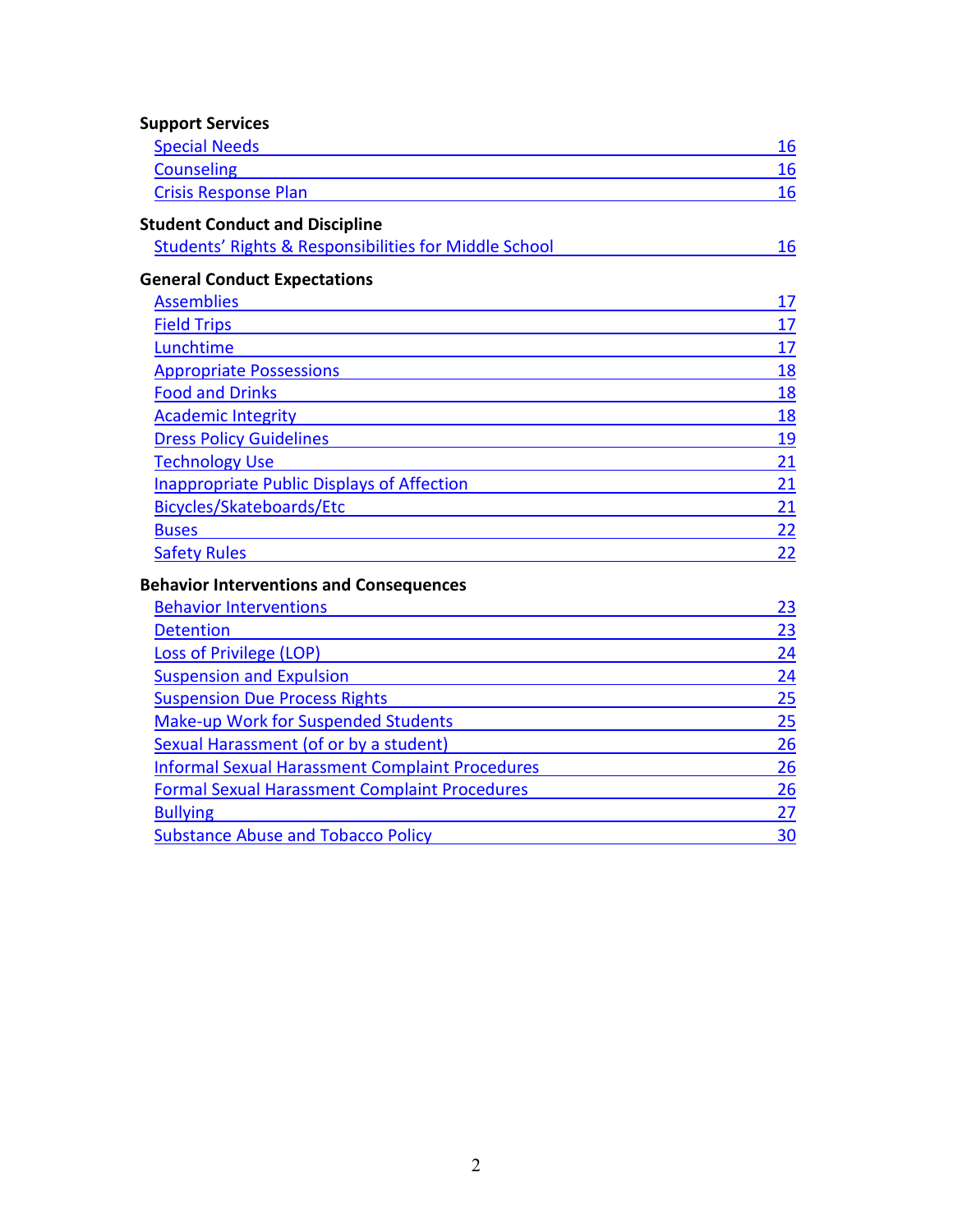**Support Services**

- Special Needs 16
- Counseling 16
- Crisis Response Plan 16

**Student Conduct and Discipline**

- Students' Rights & Responsibilities for Middle School 16

**General Conduct Expectations**

- Assemblies 17
- Field Trips 17
- Lunchtime 17
- Appropriate Possessions 18
- Food and Drinks 18
- Academic Integrity 18
- Dress Policy Guidelines 19
- Technology Use 21
- Inappropriate Public Displays of Affection 21
- Bicycles/Skateboards/Etc 21
- Buses 22
- Safety Rules 22

**Behavior Interventions and Consequences**

- Behavior Interventions 23
- Detention 23
- Loss of Privilege (LOP) 24
- Suspension and Expulsion 24
- Suspension Due Process Rights 25
- Make-up Work for Suspended Students 25
- Sexual Harassment (of or by a student) 26
- Informal Sexual Harassment Complaint Procedures 26
- Formal Sexual Harassment Complaint Procedures 26
- Bullying 27
- Substance Abuse and Tobacco Policy 30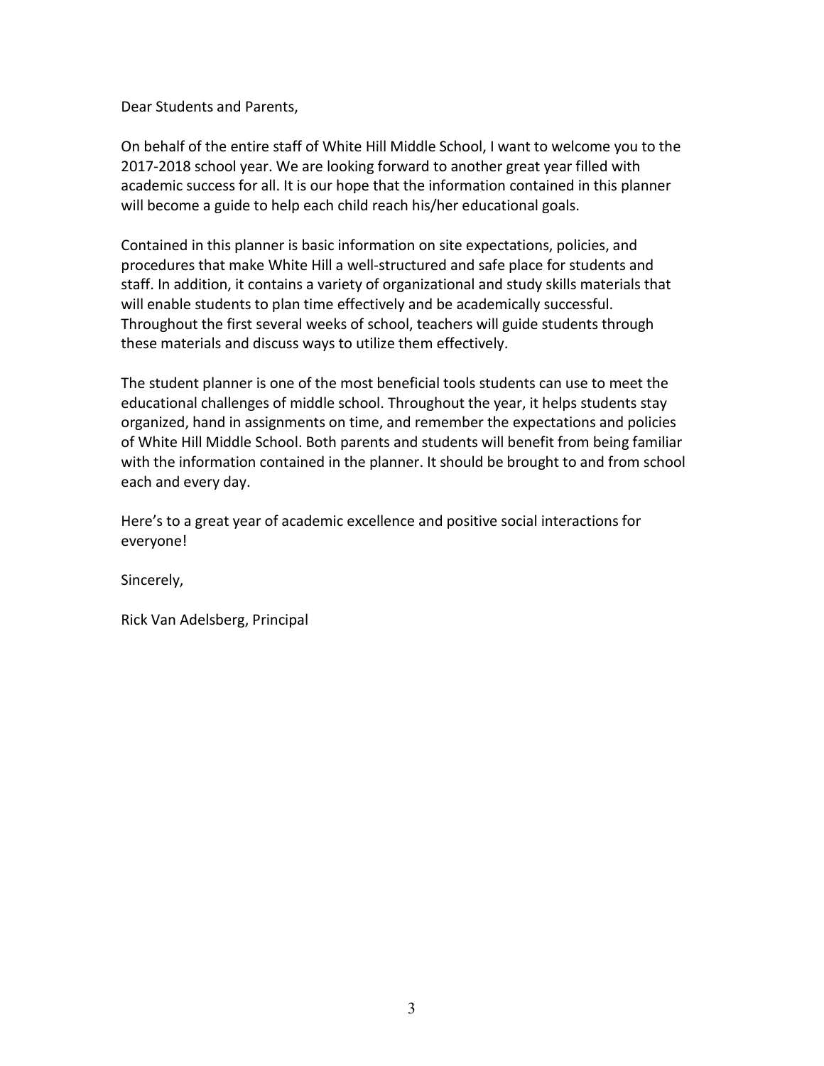Dear Students and Parents,

On behalf of the entire staff of White Hill Middle School, I want to welcome you to the 2017-2018 school year. We are looking forward to another great year filled with academic success for all. It is our hope that the information contained in this planner will become a guide to help each child reach his/her educational goals.

Contained in this planner is basic information on site expectations, policies, and procedures that make White Hill a well-structured and safe place for students and staff. In addition, it contains a variety of organizational and study skills materials that will enable students to plan time effectively and be academically successful. Throughout the first several weeks of school, teachers will guide students through these materials and discuss ways to utilize them effectively.

The student planner is one of the most beneficial tools students can use to meet the educational challenges of middle school. Throughout the year, it helps students stay organized, hand in assignments on time, and remember the expectations and policies of White Hill Middle School. Both parents and students will benefit from being familiar with the information contained in the planner. It should be brought to and from school each and every day.

Here's to a great year of academic excellence and positive social interactions for everyone!

Sincerely,

Rick Van Adelsberg, Principal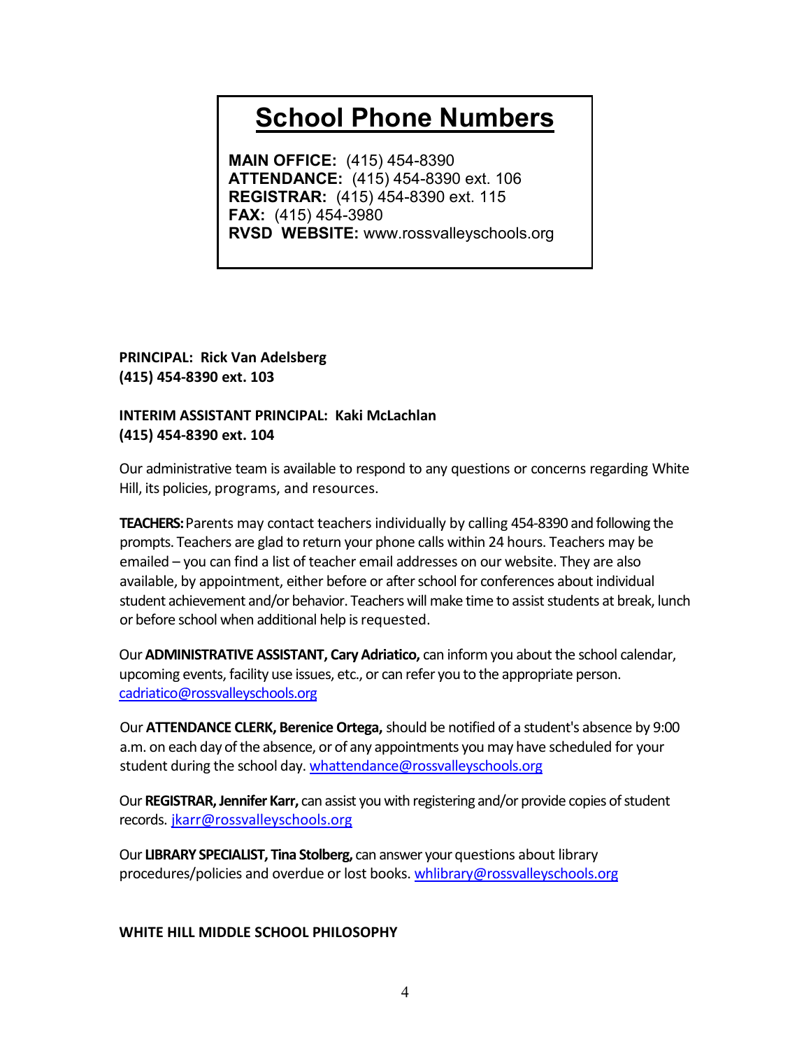# School Phone Numbers

**MAIN OFFICE:** (415) 454-8390
**ATTENDANCE:** (415) 454-8390 ext. 106
**REGISTRAR:** (415) 454-8390 ext. 115
**FAX:** (415) 454-3980
**RVSD WEBSITE:** www.rossvalleyschools.org

**PRINCIPAL: Rick Van Adelsberg**
**(415) 454-8390 ext. 103**

**INTERIM ASSISTANT PRINCIPAL: Kaki McLachlan**
**(415) 454-8390 ext. 104**

Our administrative team is available to respond to any questions or concerns regarding White Hill, its policies, programs, and resources.

**TEACHERS:** Parents may contact teachers individually by calling 454-8390 and following the prompts. Teachers are glad to return your phone calls within 24 hours. Teachers may be emailed – you can find a list of teacher email addresses on our website. They are also available, by appointment, either before or after school for conferences about individual student achievement and/or behavior. Teachers will make time to assist students at break, lunch or before school when additional help is requested.

Our **ADMINISTRATIVE ASSISTANT, Cary Adriatico,** can inform you about the school calendar, upcoming events, facility use issues, etc., or can refer you to the appropriate person. cadriatico@rossvalleyschools.org

Our **ATTENDANCE CLERK, Berenice Ortega,** should be notified of a student's absence by 9:00 a.m. on each day of the absence, or of any appointments you may have scheduled for your student during the school day. whattendance@rossvalleyschools.org

Our **REGISTRAR, Jennifer Karr,** can assist you with registering and/or provide copies of student records. jkarr@rossvalleyschools.org

Our **LIBRARY SPECIALIST, Tina Stolberg,** can answer your questions about library procedures/policies and overdue or lost books. whlibrary@rossvalleyschools.org

**WHITE HILL MIDDLE SCHOOL PHILOSOPHY**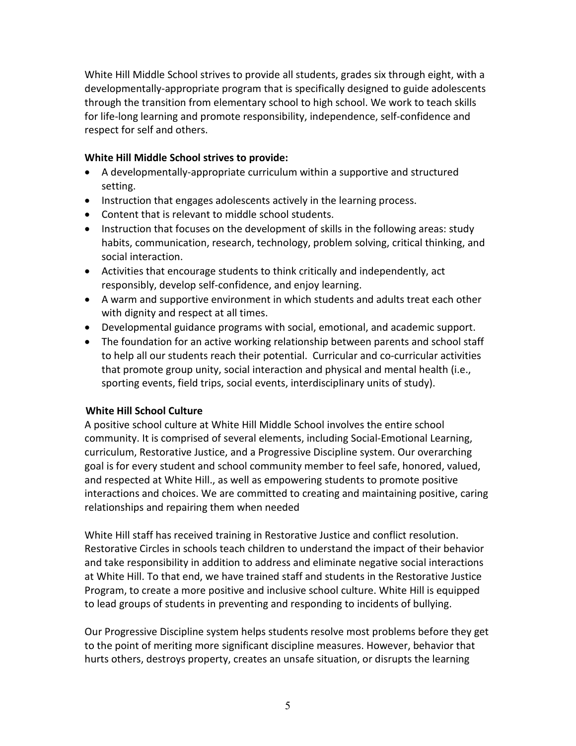White Hill Middle School strives to provide all students, grades six through eight, with a developmentally-appropriate program that is specifically designed to guide adolescents through the transition from elementary school to high school. We work to teach skills for life-long learning and promote responsibility, independence, self-confidence and respect for self and others.

**White Hill Middle School strives to provide:**

- A developmentally-appropriate curriculum within a supportive and structured setting.
- Instruction that engages adolescents actively in the learning process.
- Content that is relevant to middle school students.
- Instruction that focuses on the development of skills in the following areas: study habits, communication, research, technology, problem solving, critical thinking, and social interaction.
- Activities that encourage students to think critically and independently, act responsibly, develop self-confidence, and enjoy learning.
- A warm and supportive environment in which students and adults treat each other with dignity and respect at all times.
- Developmental guidance programs with social, emotional, and academic support.
- The foundation for an active working relationship between parents and school staff to help all our students reach their potential. Curricular and co-curricular activities that promote group unity, social interaction and physical and mental health (i.e., sporting events, field trips, social events, interdisciplinary units of study).

**White Hill School Culture**

A positive school culture at White Hill Middle School involves the entire school community. It is comprised of several elements, including Social-Emotional Learning, curriculum, Restorative Justice, and a Progressive Discipline system. Our overarching goal is for every student and school community member to feel safe, honored, valued, and respected at White Hill., as well as empowering students to promote positive interactions and choices. We are committed to creating and maintaining positive, caring relationships and repairing them when needed

White Hill staff has received training in Restorative Justice and conflict resolution. Restorative Circles in schools teach children to understand the impact of their behavior and take responsibility in addition to address and eliminate negative social interactions at White Hill. To that end, we have trained staff and students in the Restorative Justice Program, to create a more positive and inclusive school culture. White Hill is equipped to lead groups of students in preventing and responding to incidents of bullying.

Our Progressive Discipline system helps students resolve most problems before they get to the point of meriting more significant discipline measures. However, behavior that hurts others, destroys property, creates an unsafe situation, or disrupts the learning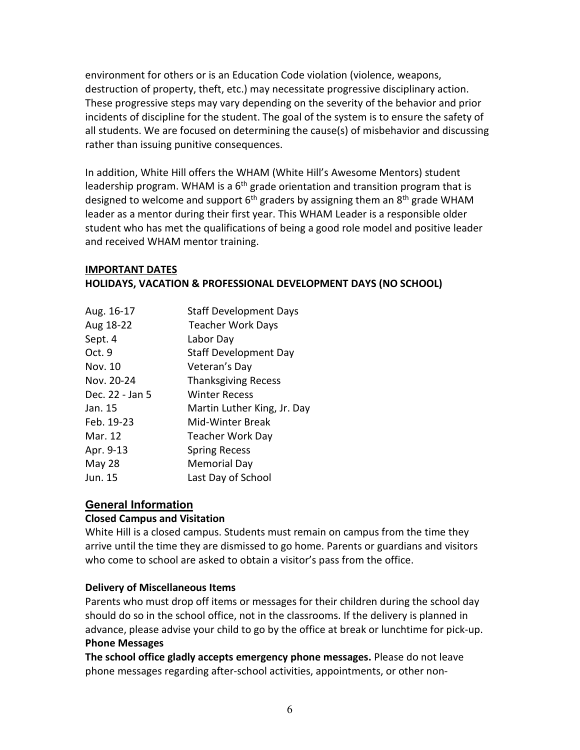environment for others or is an Education Code violation (violence, weapons, destruction of property, theft, etc.) may necessitate progressive disciplinary action. These progressive steps may vary depending on the severity of the behavior and prior incidents of discipline for the student. The goal of the system is to ensure the safety of all students. We are focused on determining the cause(s) of misbehavior and discussing rather than issuing punitive consequences.

In addition, White Hill offers the WHAM (White Hill's Awesome Mentors) student leadership program. WHAM is a 6th grade orientation and transition program that is designed to welcome and support 6th graders by assigning them an 8th grade WHAM leader as a mentor during their first year. This WHAM Leader is a responsible older student who has met the qualifications of being a good role model and positive leader and received WHAM mentor training.

**IMPORTANT DATES**

**HOLIDAYS, VACATION & PROFESSIONAL DEVELOPMENT DAYS (NO SCHOOL)**

| | |
|---|---|
| Aug. 16-17 | Staff Development Days |
| Aug 18-22 | Teacher Work Days |
| Sept. 4 | Labor Day |
| Oct. 9 | Staff Development Day |
| Nov. 10 | Veteran's Day |
| Nov. 20-24 | Thanksgiving Recess |
| Dec. 22 - Jan 5 | Winter Recess |
| Jan. 15 | Martin Luther King, Jr. Day |
| Feb. 19-23 | Mid-Winter Break |
| Mar. 12 | Teacher Work Day |
| Apr. 9-13 | Spring Recess |
| May 28 | Memorial Day |
| Jun. 15 | Last Day of School |

## General Information

### Closed Campus and Visitation

White Hill is a closed campus. Students must remain on campus from the time they arrive until the time they are dismissed to go home. Parents or guardians and visitors who come to school are asked to obtain a visitor's pass from the office.

### Delivery of Miscellaneous Items

Parents who must drop off items or messages for their children during the school day should do so in the school office, not in the classrooms. If the delivery is planned in advance, please advise your child to go by the office at break or lunchtime for pick-up.

### Phone Messages

**The school office gladly accepts emergency phone messages.** Please do not leave phone messages regarding after-school activities, appointments, or other non-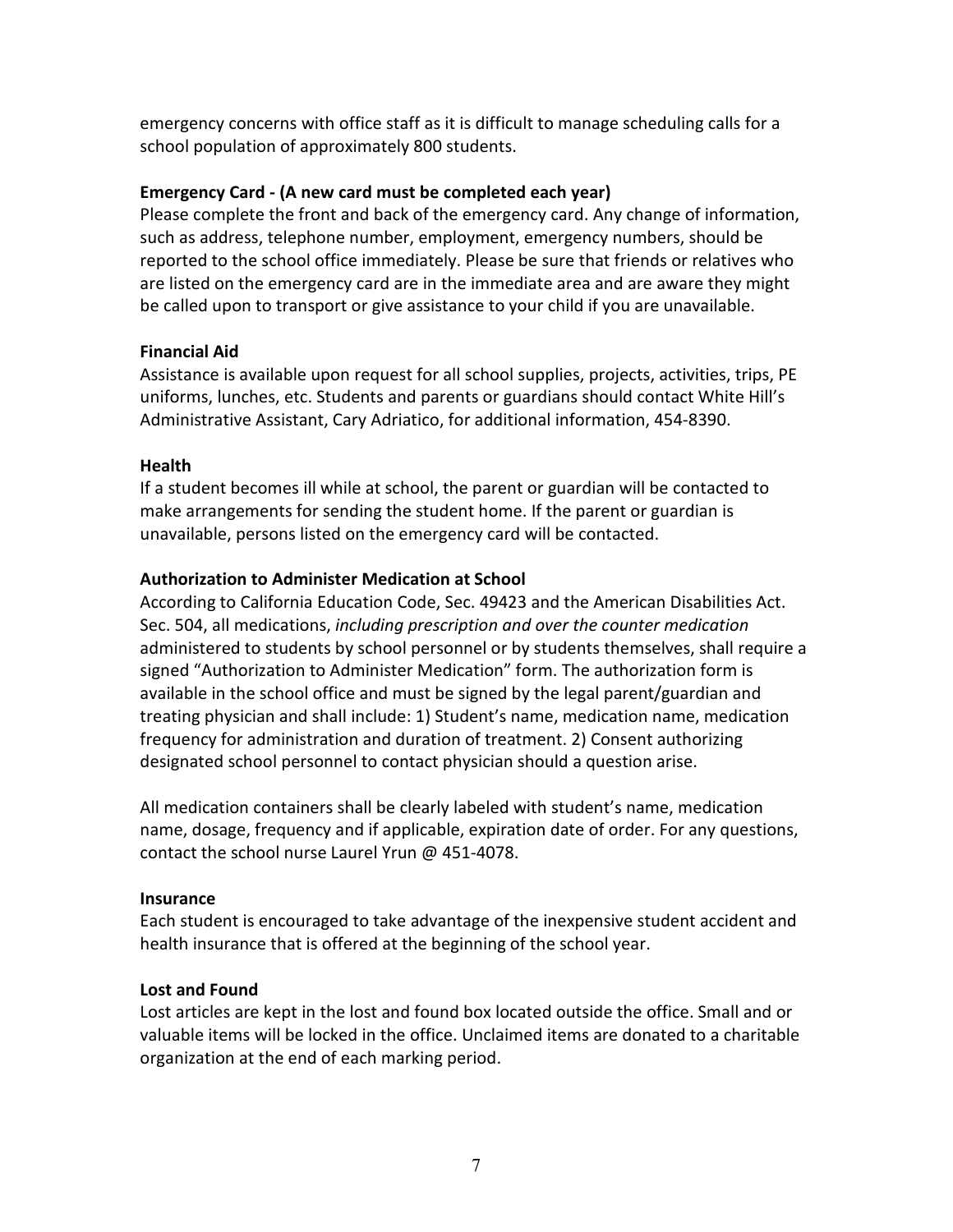emergency concerns with office staff as it is difficult to manage scheduling calls for a school population of approximately 800 students.

**Emergency Card - (A new card must be completed each year)**

Please complete the front and back of the emergency card. Any change of information, such as address, telephone number, employment, emergency numbers, should be reported to the school office immediately. Please be sure that friends or relatives who are listed on the emergency card are in the immediate area and are aware they might be called upon to transport or give assistance to your child if you are unavailable.

**Financial Aid**

Assistance is available upon request for all school supplies, projects, activities, trips, PE uniforms, lunches, etc. Students and parents or guardians should contact White Hill's Administrative Assistant, Cary Adriatico, for additional information, 454-8390.

**Health**

If a student becomes ill while at school, the parent or guardian will be contacted to make arrangements for sending the student home. If the parent or guardian is unavailable, persons listed on the emergency card will be contacted.

**Authorization to Administer Medication at School**

According to California Education Code, Sec. 49423 and the American Disabilities Act. Sec. 504, all medications, *including prescription and over the counter medication* administered to students by school personnel or by students themselves, shall require a signed "Authorization to Administer Medication" form. The authorization form is available in the school office and must be signed by the legal parent/guardian and treating physician and shall include: 1) Student's name, medication name, medication frequency for administration and duration of treatment. 2) Consent authorizing designated school personnel to contact physician should a question arise.

All medication containers shall be clearly labeled with student's name, medication name, dosage, frequency and if applicable, expiration date of order. For any questions, contact the school nurse Laurel Yrun @ 451-4078.

**Insurance**

Each student is encouraged to take advantage of the inexpensive student accident and health insurance that is offered at the beginning of the school year.

**Lost and Found**

Lost articles are kept in the lost and found box located outside the office. Small and or valuable items will be locked in the office. Unclaimed items are donated to a charitable organization at the end of each marking period.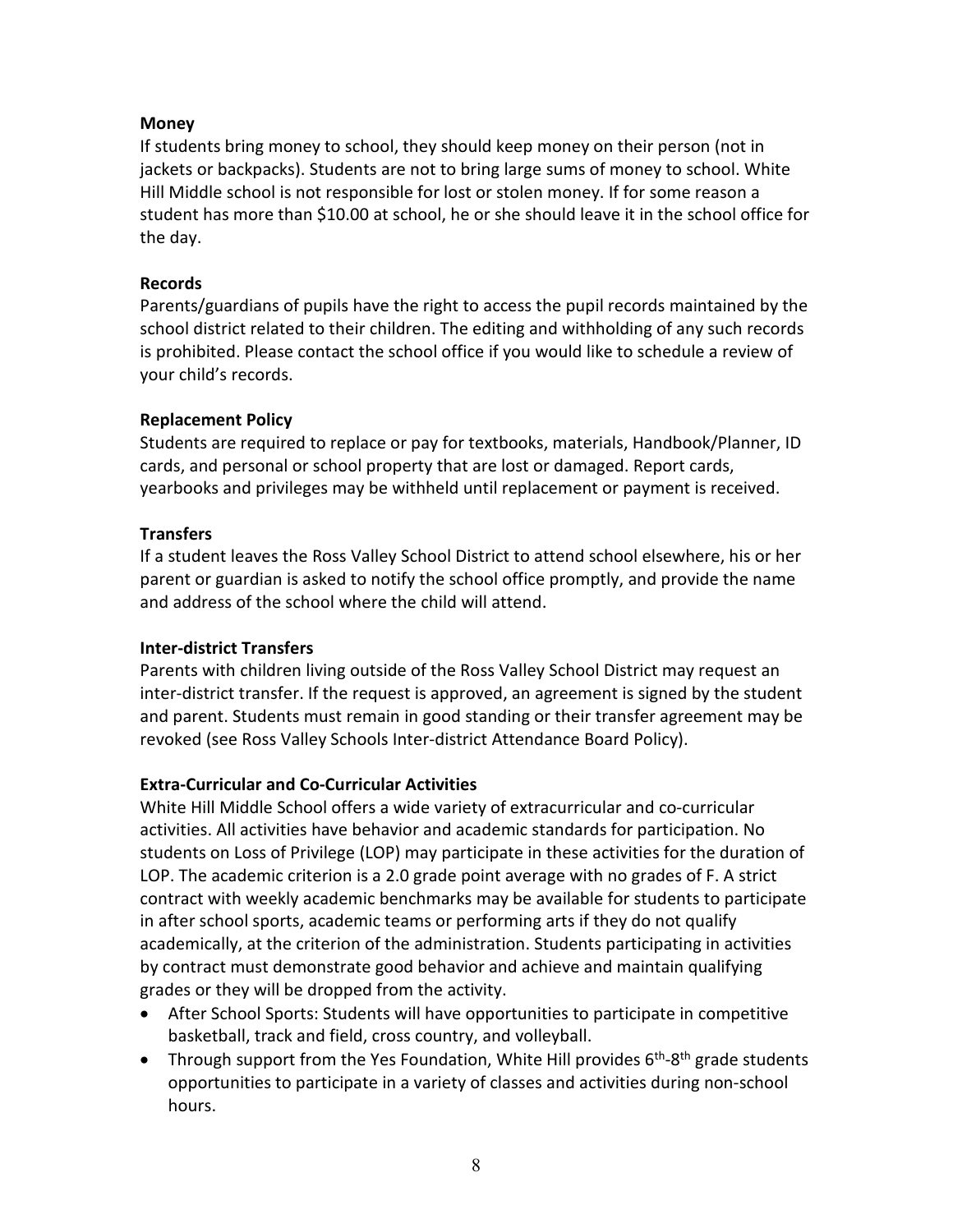**Money**

If students bring money to school, they should keep money on their person (not in jackets or backpacks). Students are not to bring large sums of money to school. White Hill Middle school is not responsible for lost or stolen money. If for some reason a student has more than $10.00 at school, he or she should leave it in the school office for the day.

**Records**

Parents/guardians of pupils have the right to access the pupil records maintained by the school district related to their children. The editing and withholding of any such records is prohibited. Please contact the school office if you would like to schedule a review of your child's records.

**Replacement Policy**

Students are required to replace or pay for textbooks, materials, Handbook/Planner, ID cards, and personal or school property that are lost or damaged. Report cards, yearbooks and privileges may be withheld until replacement or payment is received.

**Transfers**

If a student leaves the Ross Valley School District to attend school elsewhere, his or her parent or guardian is asked to notify the school office promptly, and provide the name and address of the school where the child will attend.

**Inter-district Transfers**

Parents with children living outside of the Ross Valley School District may request an inter-district transfer. If the request is approved, an agreement is signed by the student and parent. Students must remain in good standing or their transfer agreement may be revoked (see Ross Valley Schools Inter-district Attendance Board Policy).

**Extra-Curricular and Co-Curricular Activities**

White Hill Middle School offers a wide variety of extracurricular and co-curricular activities. All activities have behavior and academic standards for participation. No students on Loss of Privilege (LOP) may participate in these activities for the duration of LOP. The academic criterion is a 2.0 grade point average with no grades of F. A strict contract with weekly academic benchmarks may be available for students to participate in after school sports, academic teams or performing arts if they do not qualify academically, at the criterion of the administration. Students participating in activities by contract must demonstrate good behavior and achieve and maintain qualifying grades or they will be dropped from the activity.

- After School Sports: Students will have opportunities to participate in competitive basketball, track and field, cross country, and volleyball.
- Through support from the Yes Foundation, White Hill provides 6th-8th grade students opportunities to participate in a variety of classes and activities during non-school hours.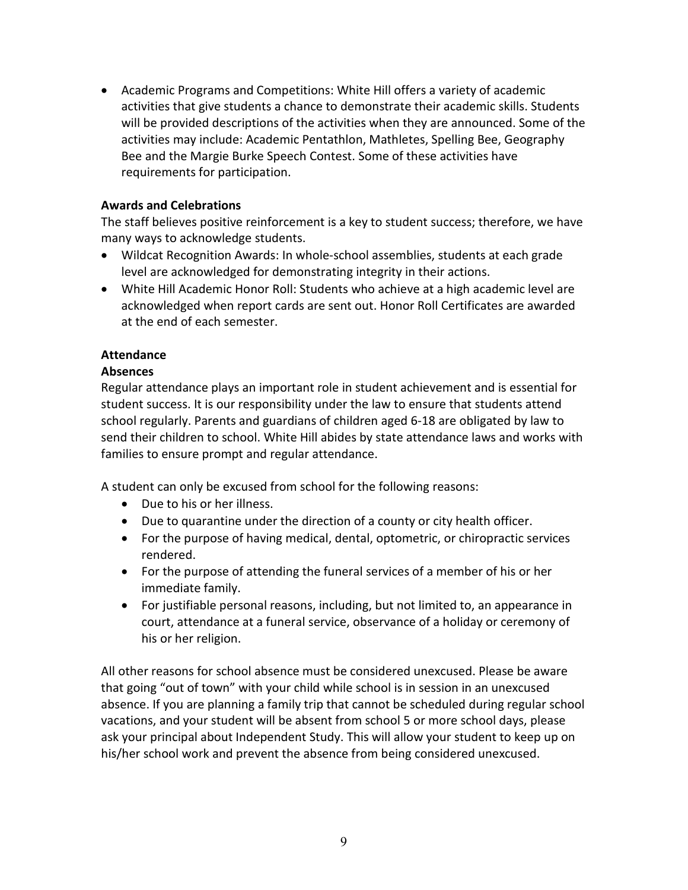- Academic Programs and Competitions: White Hill offers a variety of academic activities that give students a chance to demonstrate their academic skills. Students will be provided descriptions of the activities when they are announced. Some of the activities may include: Academic Pentathlon, Mathletes, Spelling Bee, Geography Bee and the Margie Burke Speech Contest. Some of these activities have requirements for participation.

**Awards and Celebrations**

The staff believes positive reinforcement is a key to student success; therefore, we have many ways to acknowledge students.

- Wildcat Recognition Awards: In whole-school assemblies, students at each grade level are acknowledged for demonstrating integrity in their actions.
- White Hill Academic Honor Roll: Students who achieve at a high academic level are acknowledged when report cards are sent out. Honor Roll Certificates are awarded at the end of each semester.

**Attendance**

**Absences**

Regular attendance plays an important role in student achievement and is essential for student success. It is our responsibility under the law to ensure that students attend school regularly. Parents and guardians of children aged 6-18 are obligated by law to send their children to school. White Hill abides by state attendance laws and works with families to ensure prompt and regular attendance.

A student can only be excused from school for the following reasons:

- Due to his or her illness.
- Due to quarantine under the direction of a county or city health officer.
- For the purpose of having medical, dental, optometric, or chiropractic services rendered.
- For the purpose of attending the funeral services of a member of his or her immediate family.
- For justifiable personal reasons, including, but not limited to, an appearance in court, attendance at a funeral service, observance of a holiday or ceremony of his or her religion.

All other reasons for school absence must be considered unexcused. Please be aware that going "out of town" with your child while school is in session in an unexcused absence. If you are planning a family trip that cannot be scheduled during regular school vacations, and your student will be absent from school 5 or more school days, please ask your principal about Independent Study. This will allow your student to keep up on his/her school work and prevent the absence from being considered unexcused.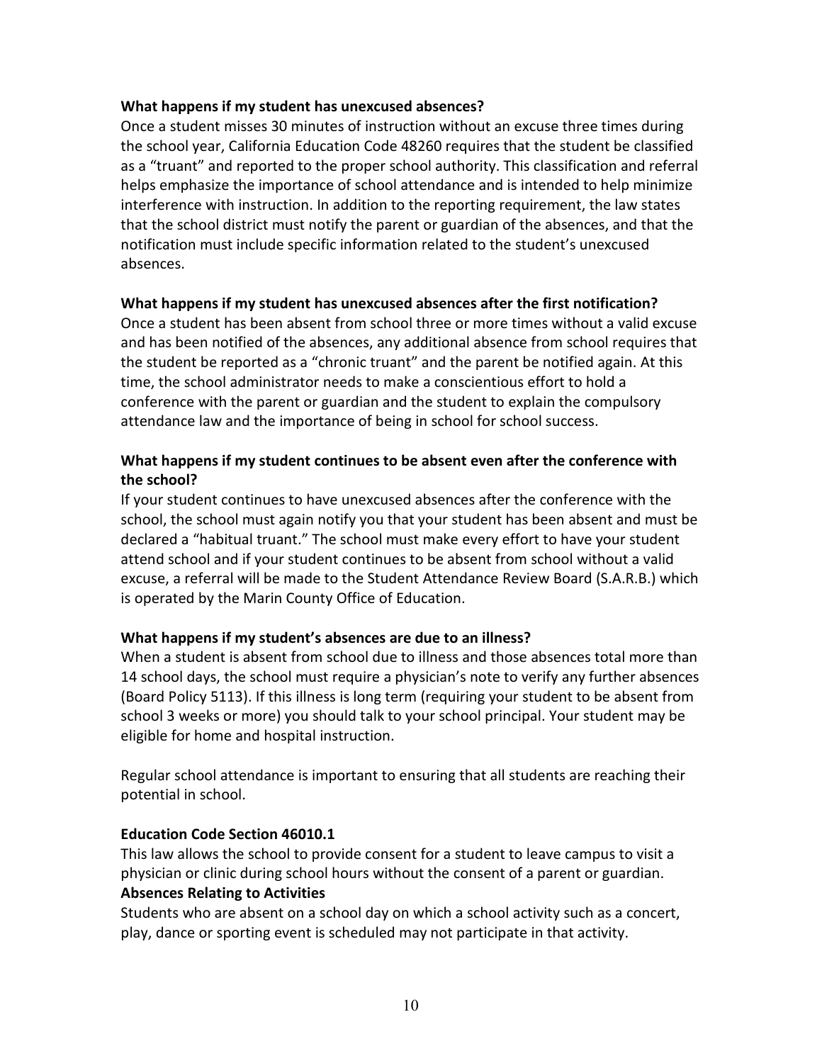**What happens if my student has unexcused absences?**

Once a student misses 30 minutes of instruction without an excuse three times during the school year, California Education Code 48260 requires that the student be classified as a "truant" and reported to the proper school authority. This classification and referral helps emphasize the importance of school attendance and is intended to help minimize interference with instruction. In addition to the reporting requirement, the law states that the school district must notify the parent or guardian of the absences, and that the notification must include specific information related to the student's unexcused absences.

**What happens if my student has unexcused absences after the first notification?**

Once a student has been absent from school three or more times without a valid excuse and has been notified of the absences, any additional absence from school requires that the student be reported as a "chronic truant" and the parent be notified again. At this time, the school administrator needs to make a conscientious effort to hold a conference with the parent or guardian and the student to explain the compulsory attendance law and the importance of being in school for school success.

**What happens if my student continues to be absent even after the conference with the school?**

If your student continues to have unexcused absences after the conference with the school, the school must again notify you that your student has been absent and must be declared a "habitual truant." The school must make every effort to have your student attend school and if your student continues to be absent from school without a valid excuse, a referral will be made to the Student Attendance Review Board (S.A.R.B.) which is operated by the Marin County Office of Education.

**What happens if my student's absences are due to an illness?**

When a student is absent from school due to illness and those absences total more than 14 school days, the school must require a physician's note to verify any further absences (Board Policy 5113). If this illness is long term (requiring your student to be absent from school 3 weeks or more) you should talk to your school principal. Your student may be eligible for home and hospital instruction.

Regular school attendance is important to ensuring that all students are reaching their potential in school.

**Education Code Section 46010.1**

This law allows the school to provide consent for a student to leave campus to visit a physician or clinic during school hours without the consent of a parent or guardian.

**Absences Relating to Activities**

Students who are absent on a school day on which a school activity such as a concert, play, dance or sporting event is scheduled may not participate in that activity.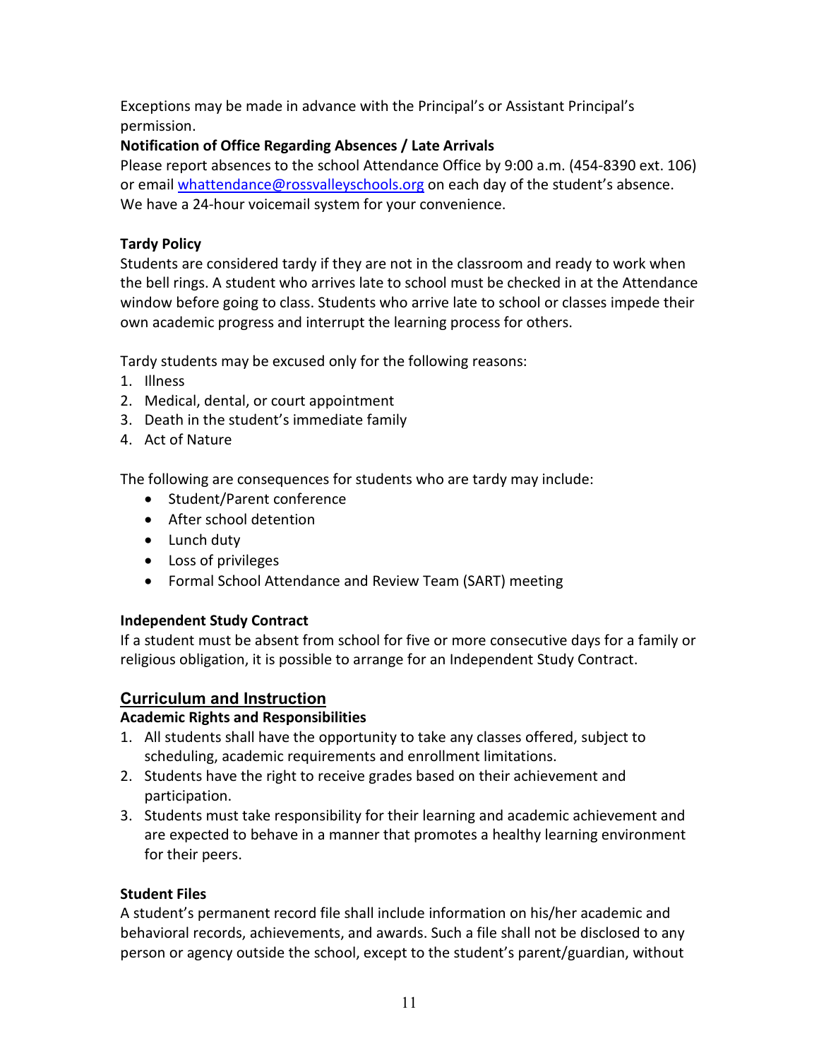Exceptions may be made in advance with the Principal's or Assistant Principal's permission.

**Notification of Office Regarding Absences / Late Arrivals**

Please report absences to the school Attendance Office by 9:00 a.m. (454-8390 ext. 106) or email [whattendance@rossvalleyschools.org](mailto:whattendance@rossvalleyschools.org) on each day of the student's absence. We have a 24-hour voicemail system for your convenience.

**Tardy Policy**

Students are considered tardy if they are not in the classroom and ready to work when the bell rings. A student who arrives late to school must be checked in at the Attendance window before going to class. Students who arrive late to school or classes impede their own academic progress and interrupt the learning process for others.

Tardy students may be excused only for the following reasons:

1. Illness
2. Medical, dental, or court appointment
3. Death in the student's immediate family
4. Act of Nature

The following are consequences for students who are tardy may include:

- Student/Parent conference
- After school detention
- Lunch duty
- Loss of privileges
- Formal School Attendance and Review Team (SART) meeting

**Independent Study Contract**

If a student must be absent from school for five or more consecutive days for a family or religious obligation, it is possible to arrange for an Independent Study Contract.

## Curriculum and Instruction

**Academic Rights and Responsibilities**

1. All students shall have the opportunity to take any classes offered, subject to scheduling, academic requirements and enrollment limitations.
2. Students have the right to receive grades based on their achievement and participation.
3. Students must take responsibility for their learning and academic achievement and are expected to behave in a manner that promotes a healthy learning environment for their peers.

**Student Files**

A student's permanent record file shall include information on his/her academic and behavioral records, achievements, and awards. Such a file shall not be disclosed to any person or agency outside the school, except to the student's parent/guardian, without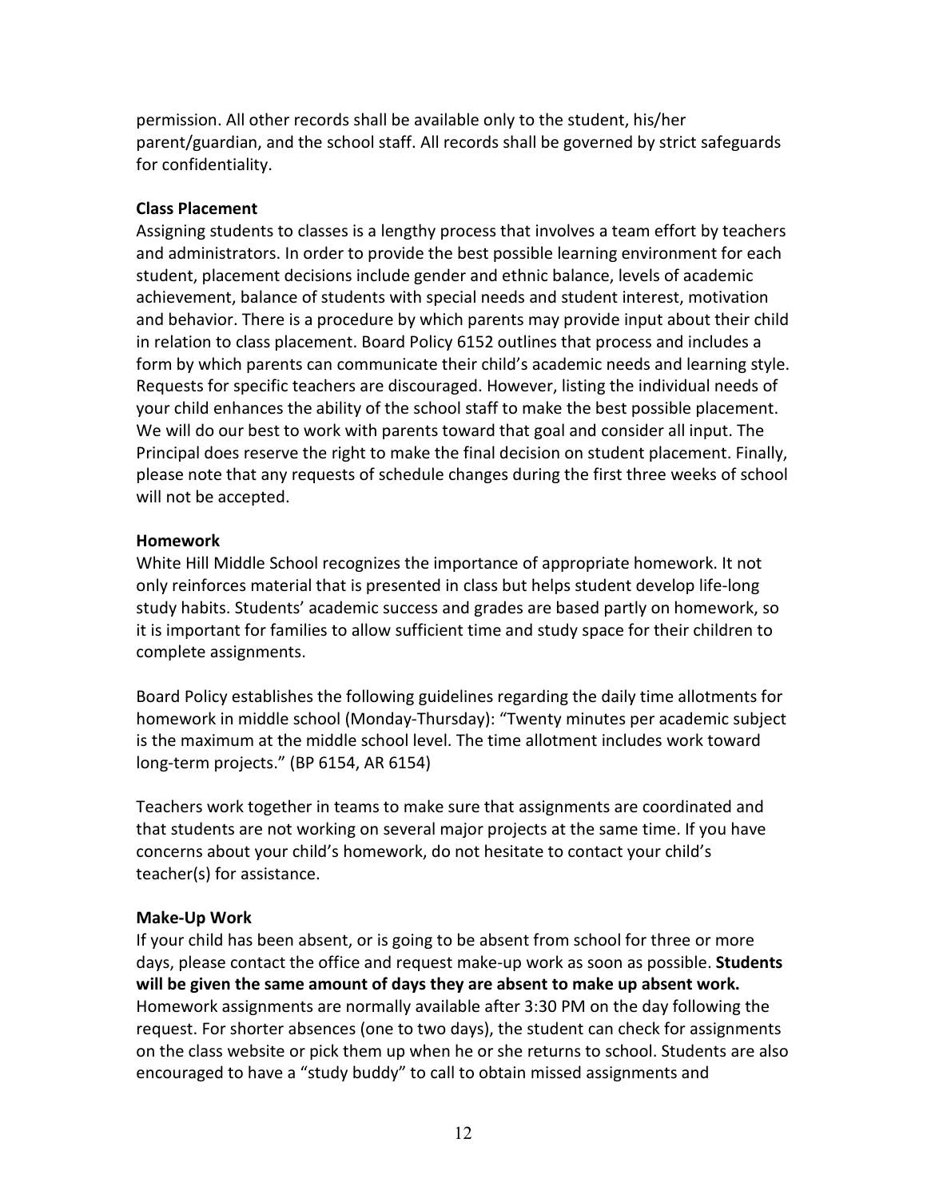permission. All other records shall be available only to the student, his/her parent/guardian, and the school staff. All records shall be governed by strict safeguards for confidentiality.

**Class Placement**

Assigning students to classes is a lengthy process that involves a team effort by teachers and administrators. In order to provide the best possible learning environment for each student, placement decisions include gender and ethnic balance, levels of academic achievement, balance of students with special needs and student interest, motivation and behavior. There is a procedure by which parents may provide input about their child in relation to class placement. Board Policy 6152 outlines that process and includes a form by which parents can communicate their child's academic needs and learning style. Requests for specific teachers are discouraged. However, listing the individual needs of your child enhances the ability of the school staff to make the best possible placement. We will do our best to work with parents toward that goal and consider all input. The Principal does reserve the right to make the final decision on student placement. Finally, please note that any requests of schedule changes during the first three weeks of school will not be accepted.

**Homework**

White Hill Middle School recognizes the importance of appropriate homework. It not only reinforces material that is presented in class but helps student develop life-long study habits. Students' academic success and grades are based partly on homework, so it is important for families to allow sufficient time and study space for their children to complete assignments.

Board Policy establishes the following guidelines regarding the daily time allotments for homework in middle school (Monday-Thursday): "Twenty minutes per academic subject is the maximum at the middle school level. The time allotment includes work toward long-term projects." (BP 6154, AR 6154)

Teachers work together in teams to make sure that assignments are coordinated and that students are not working on several major projects at the same time. If you have concerns about your child's homework, do not hesitate to contact your child's teacher(s) for assistance.

**Make-Up Work**

If your child has been absent, or is going to be absent from school for three or more days, please contact the office and request make-up work as soon as possible. **Students will be given the same amount of days they are absent to make up absent work.** Homework assignments are normally available after 3:30 PM on the day following the request. For shorter absences (one to two days), the student can check for assignments on the class website or pick them up when he or she returns to school. Students are also encouraged to have a "study buddy" to call to obtain missed assignments and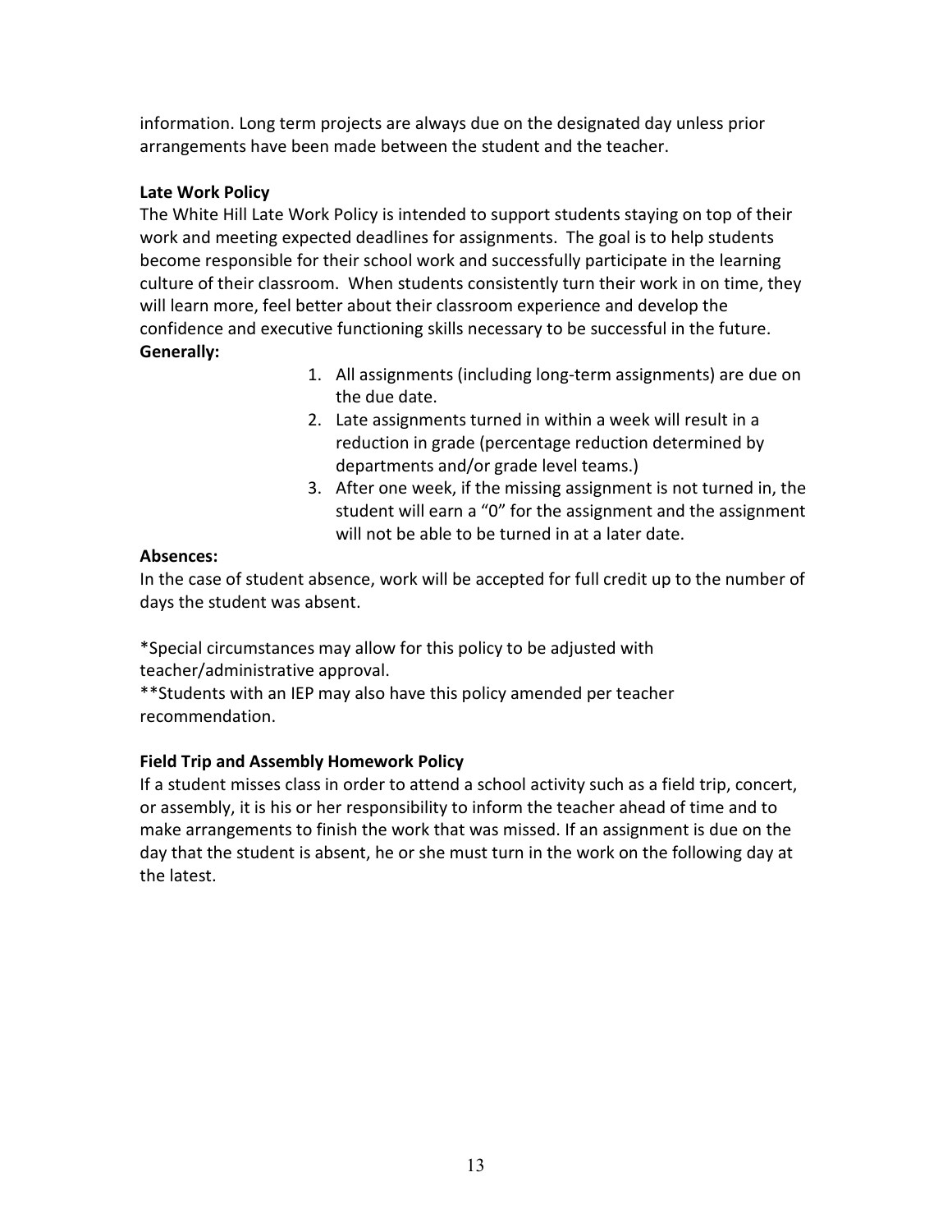information. Long term projects are always due on the designated day unless prior arrangements have been made between the student and the teacher.

**Late Work Policy**

The White Hill Late Work Policy is intended to support students staying on top of their work and meeting expected deadlines for assignments. The goal is to help students become responsible for their school work and successfully participate in the learning culture of their classroom. When students consistently turn their work in on time, they will learn more, feel better about their classroom experience and develop the confidence and executive functioning skills necessary to be successful in the future.

**Generally:**

1. All assignments (including long-term assignments) are due on the due date.
2. Late assignments turned in within a week will result in a reduction in grade (percentage reduction determined by departments and/or grade level teams.)
3. After one week, if the missing assignment is not turned in, the student will earn a "0" for the assignment and the assignment will not be able to be turned in at a later date.

**Absences:**

In the case of student absence, work will be accepted for full credit up to the number of days the student was absent.

*Special circumstances may allow for this policy to be adjusted with teacher/administrative approval.

**Students with an IEP may also have this policy amended per teacher recommendation.

**Field Trip and Assembly Homework Policy**

If a student misses class in order to attend a school activity such as a field trip, concert, or assembly, it is his or her responsibility to inform the teacher ahead of time and to make arrangements to finish the work that was missed. If an assignment is due on the day that the student is absent, he or she must turn in the work on the following day at the latest.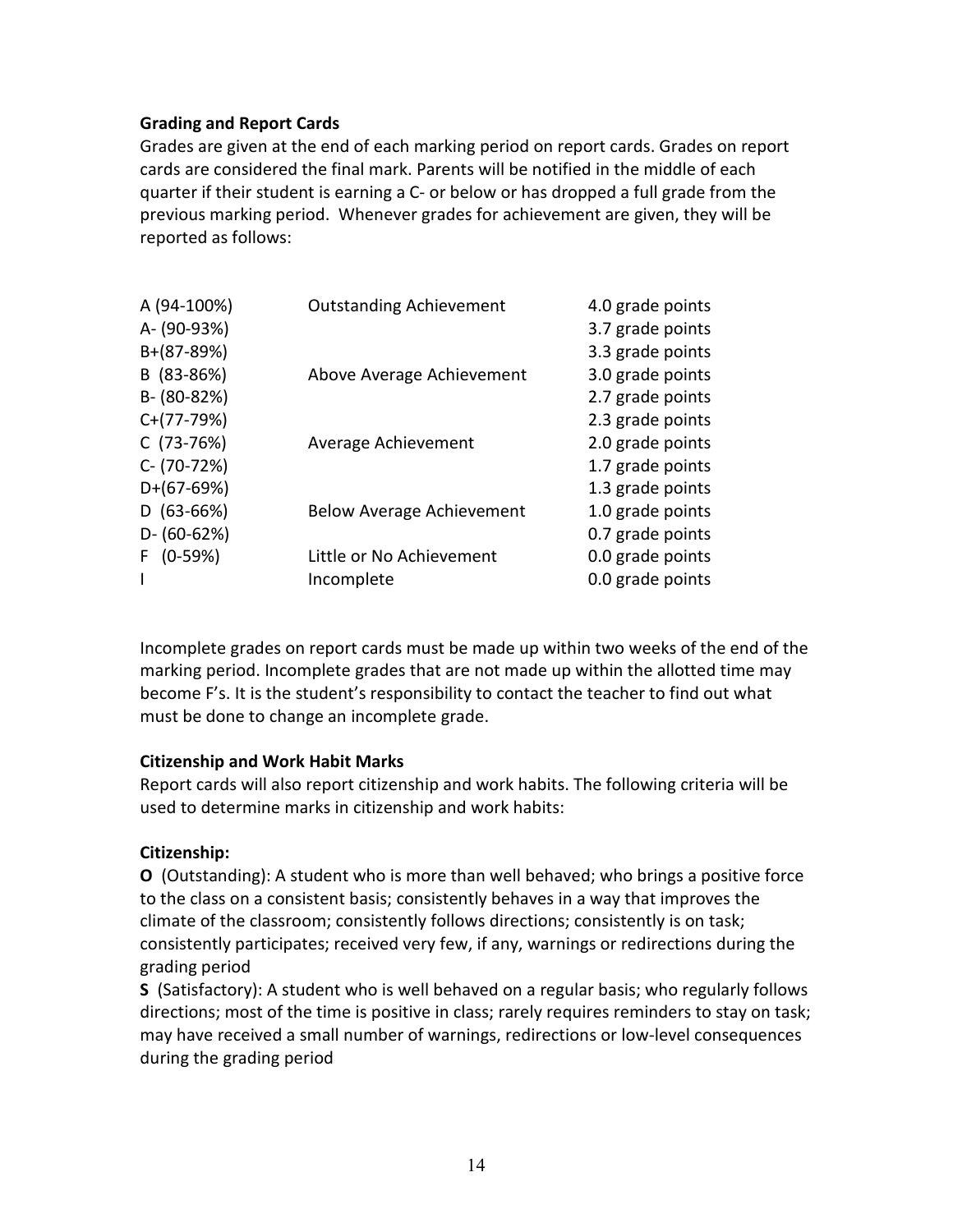**Grading and Report Cards**

Grades are given at the end of each marking period on report cards. Grades on report cards are considered the final mark. Parents will be notified in the middle of each quarter if their student is earning a C- or below or has dropped a full grade from the previous marking period. Whenever grades for achievement are given, they will be reported as follows:

| | | |
|---|---|---|
| A (94-100%) | Outstanding Achievement | 4.0 grade points |
| A- (90-93%) | | 3.7 grade points |
| B+(87-89%) | | 3.3 grade points |
| B (83-86%) | Above Average Achievement | 3.0 grade points |
| B- (80-82%) | | 2.7 grade points |
| C+(77-79%) | | 2.3 grade points |
| C (73-76%) | Average Achievement | 2.0 grade points |
| C- (70-72%) | | 1.7 grade points |
| D+(67-69%) | | 1.3 grade points |
| D (63-66%) | Below Average Achievement | 1.0 grade points |
| D- (60-62%) | | 0.7 grade points |
| F (0-59%) | Little or No Achievement | 0.0 grade points |
| I | Incomplete | 0.0 grade points |

Incomplete grades on report cards must be made up within two weeks of the end of the marking period. Incomplete grades that are not made up within the allotted time may become F's. It is the student's responsibility to contact the teacher to find out what must be done to change an incomplete grade.

**Citizenship and Work Habit Marks**

Report cards will also report citizenship and work habits. The following criteria will be used to determine marks in citizenship and work habits:

**Citizenship:**

**O** (Outstanding): A student who is more than well behaved; who brings a positive force to the class on a consistent basis; consistently behaves in a way that improves the climate of the classroom; consistently follows directions; consistently is on task; consistently participates; received very few, if any, warnings or redirections during the grading period

**S** (Satisfactory): A student who is well behaved on a regular basis; who regularly follows directions; most of the time is positive in class; rarely requires reminders to stay on task; may have received a small number of warnings, redirections or low-level consequences during the grading period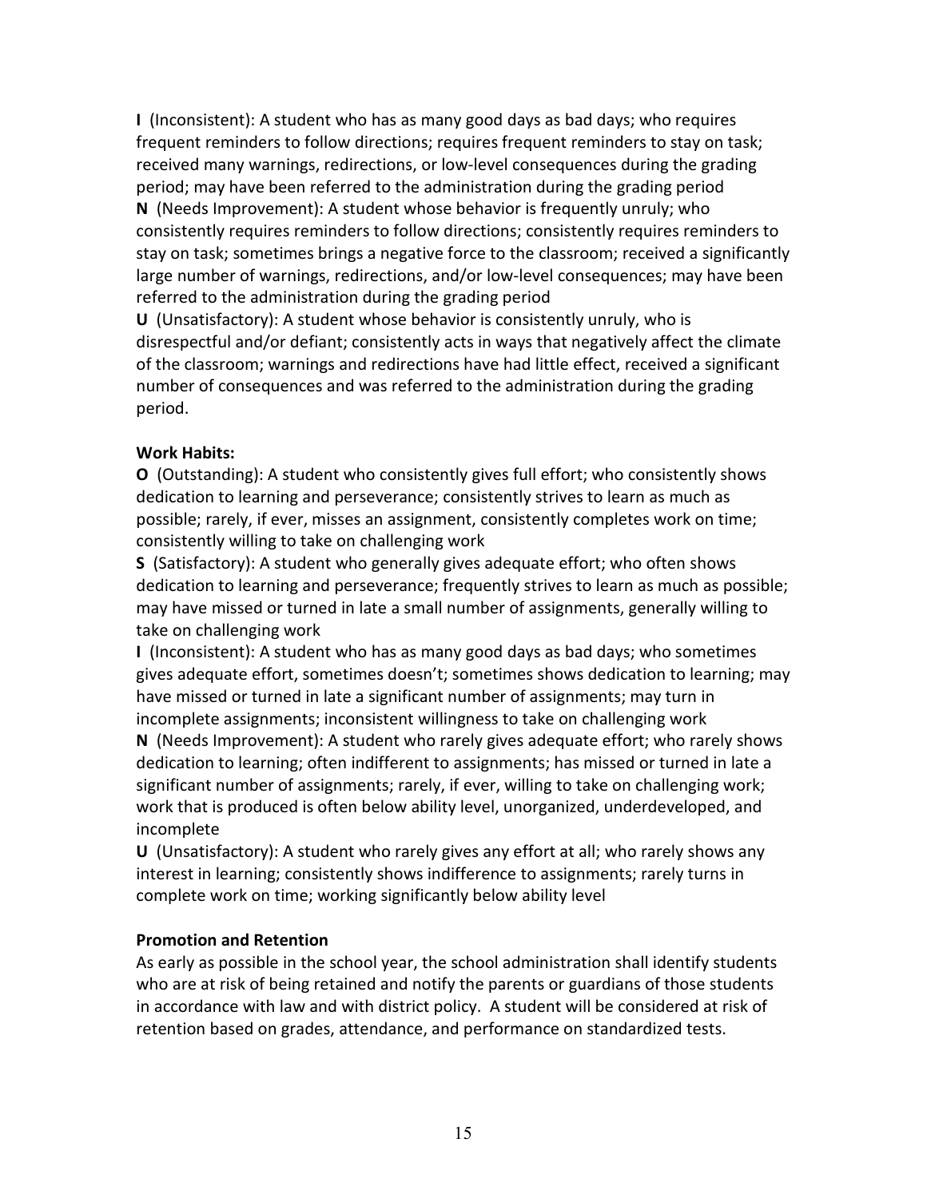**I** (Inconsistent): A student who has as many good days as bad days; who requires frequent reminders to follow directions; requires frequent reminders to stay on task; received many warnings, redirections, or low-level consequences during the grading period; may have been referred to the administration during the grading period
**N** (Needs Improvement): A student whose behavior is frequently unruly; who consistently requires reminders to follow directions; consistently requires reminders to stay on task; sometimes brings a negative force to the classroom; received a significantly large number of warnings, redirections, and/or low-level consequences; may have been referred to the administration during the grading period
**U** (Unsatisfactory): A student whose behavior is consistently unruly, who is disrespectful and/or defiant; consistently acts in ways that negatively affect the climate of the classroom; warnings and redirections have had little effect, received a significant number of consequences and was referred to the administration during the grading period.

**Work Habits:**
**O** (Outstanding): A student who consistently gives full effort; who consistently shows dedication to learning and perseverance; consistently strives to learn as much as possible; rarely, if ever, misses an assignment, consistently completes work on time; consistently willing to take on challenging work
**S** (Satisfactory): A student who generally gives adequate effort; who often shows dedication to learning and perseverance; frequently strives to learn as much as possible; may have missed or turned in late a small number of assignments, generally willing to take on challenging work
**I** (Inconsistent): A student who has as many good days as bad days; who sometimes gives adequate effort, sometimes doesn't; sometimes shows dedication to learning; may have missed or turned in late a significant number of assignments; may turn in incomplete assignments; inconsistent willingness to take on challenging work
**N** (Needs Improvement): A student who rarely gives adequate effort; who rarely shows dedication to learning; often indifferent to assignments; has missed or turned in late a significant number of assignments; rarely, if ever, willing to take on challenging work; work that is produced is often below ability level, unorganized, underdeveloped, and incomplete
**U** (Unsatisfactory): A student who rarely gives any effort at all; who rarely shows any interest in learning; consistently shows indifference to assignments; rarely turns in complete work on time; working significantly below ability level

**Promotion and Retention**
As early as possible in the school year, the school administration shall identify students who are at risk of being retained and notify the parents or guardians of those students in accordance with law and with district policy. A student will be considered at risk of retention based on grades, attendance, and performance on standardized tests.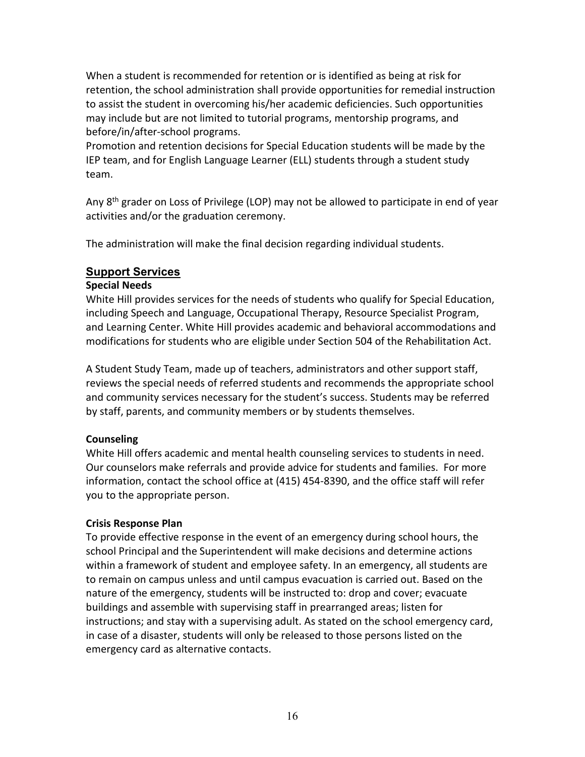When a student is recommended for retention or is identified as being at risk for retention, the school administration shall provide opportunities for remedial instruction to assist the student in overcoming his/her academic deficiencies. Such opportunities may include but are not limited to tutorial programs, mentorship programs, and before/in/after-school programs.
Promotion and retention decisions for Special Education students will be made by the IEP team, and for English Language Learner (ELL) students through a student study team.

Any 8th grader on Loss of Privilege (LOP) may not be allowed to participate in end of year activities and/or the graduation ceremony.

The administration will make the final decision regarding individual students.

## Support Services

### Special Needs

White Hill provides services for the needs of students who qualify for Special Education, including Speech and Language, Occupational Therapy, Resource Specialist Program, and Learning Center. White Hill provides academic and behavioral accommodations and modifications for students who are eligible under Section 504 of the Rehabilitation Act.

A Student Study Team, made up of teachers, administrators and other support staff, reviews the special needs of referred students and recommends the appropriate school and community services necessary for the student's success. Students may be referred by staff, parents, and community members or by students themselves.

### Counseling

White Hill offers academic and mental health counseling services to students in need. Our counselors make referrals and provide advice for students and families. For more information, contact the school office at (415) 454-8390, and the office staff will refer you to the appropriate person.

### Crisis Response Plan

To provide effective response in the event of an emergency during school hours, the school Principal and the Superintendent will make decisions and determine actions within a framework of student and employee safety. In an emergency, all students are to remain on campus unless and until campus evacuation is carried out. Based on the nature of the emergency, students will be instructed to: drop and cover; evacuate buildings and assemble with supervising staff in prearranged areas; listen for instructions; and stay with a supervising adult. As stated on the school emergency card, in case of a disaster, students will only be released to those persons listed on the emergency card as alternative contacts.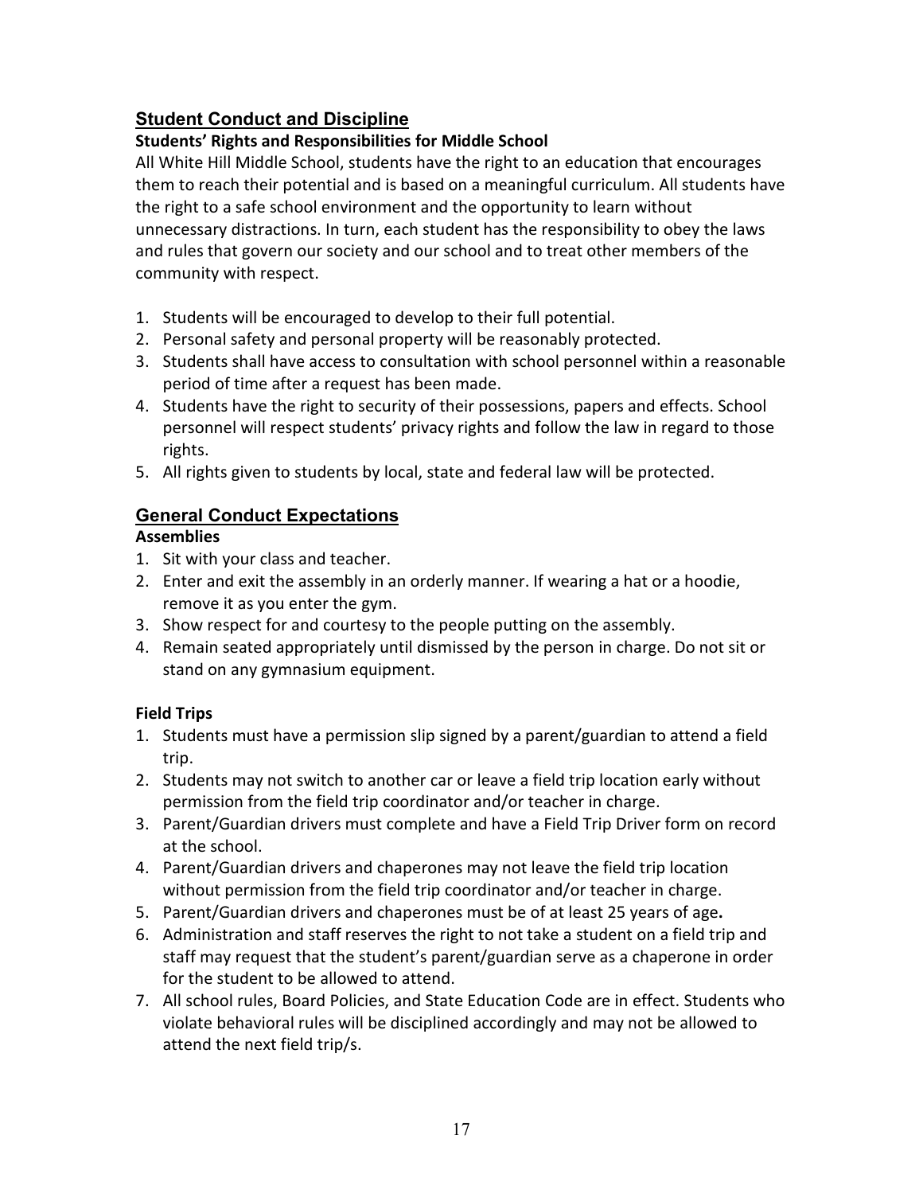## Student Conduct and Discipline

### Students' Rights and Responsibilities for Middle School

All White Hill Middle School, students have the right to an education that encourages them to reach their potential and is based on a meaningful curriculum. All students have the right to a safe school environment and the opportunity to learn without unnecessary distractions. In turn, each student has the responsibility to obey the laws and rules that govern our society and our school and to treat other members of the community with respect.

1. Students will be encouraged to develop to their full potential.
2. Personal safety and personal property will be reasonably protected.
3. Students shall have access to consultation with school personnel within a reasonable period of time after a request has been made.
4. Students have the right to security of their possessions, papers and effects. School personnel will respect students' privacy rights and follow the law in regard to those rights.
5. All rights given to students by local, state and federal law will be protected.

## General Conduct Expectations

### Assemblies

1. Sit with your class and teacher.
2. Enter and exit the assembly in an orderly manner. If wearing a hat or a hoodie, remove it as you enter the gym.
3. Show respect for and courtesy to the people putting on the assembly.
4. Remain seated appropriately until dismissed by the person in charge. Do not sit or stand on any gymnasium equipment.

### Field Trips

1. Students must have a permission slip signed by a parent/guardian to attend a field trip.
2. Students may not switch to another car or leave a field trip location early without permission from the field trip coordinator and/or teacher in charge.
3. Parent/Guardian drivers must complete and have a Field Trip Driver form on record at the school.
4. Parent/Guardian drivers and chaperones may not leave the field trip location without permission from the field trip coordinator and/or teacher in charge.
5. Parent/Guardian drivers and chaperones must be of at least 25 years of age**.**
6. Administration and staff reserves the right to not take a student on a field trip and staff may request that the student's parent/guardian serve as a chaperone in order for the student to be allowed to attend.
7. All school rules, Board Policies, and State Education Code are in effect. Students who violate behavioral rules will be disciplined accordingly and may not be allowed to attend the next field trip/s.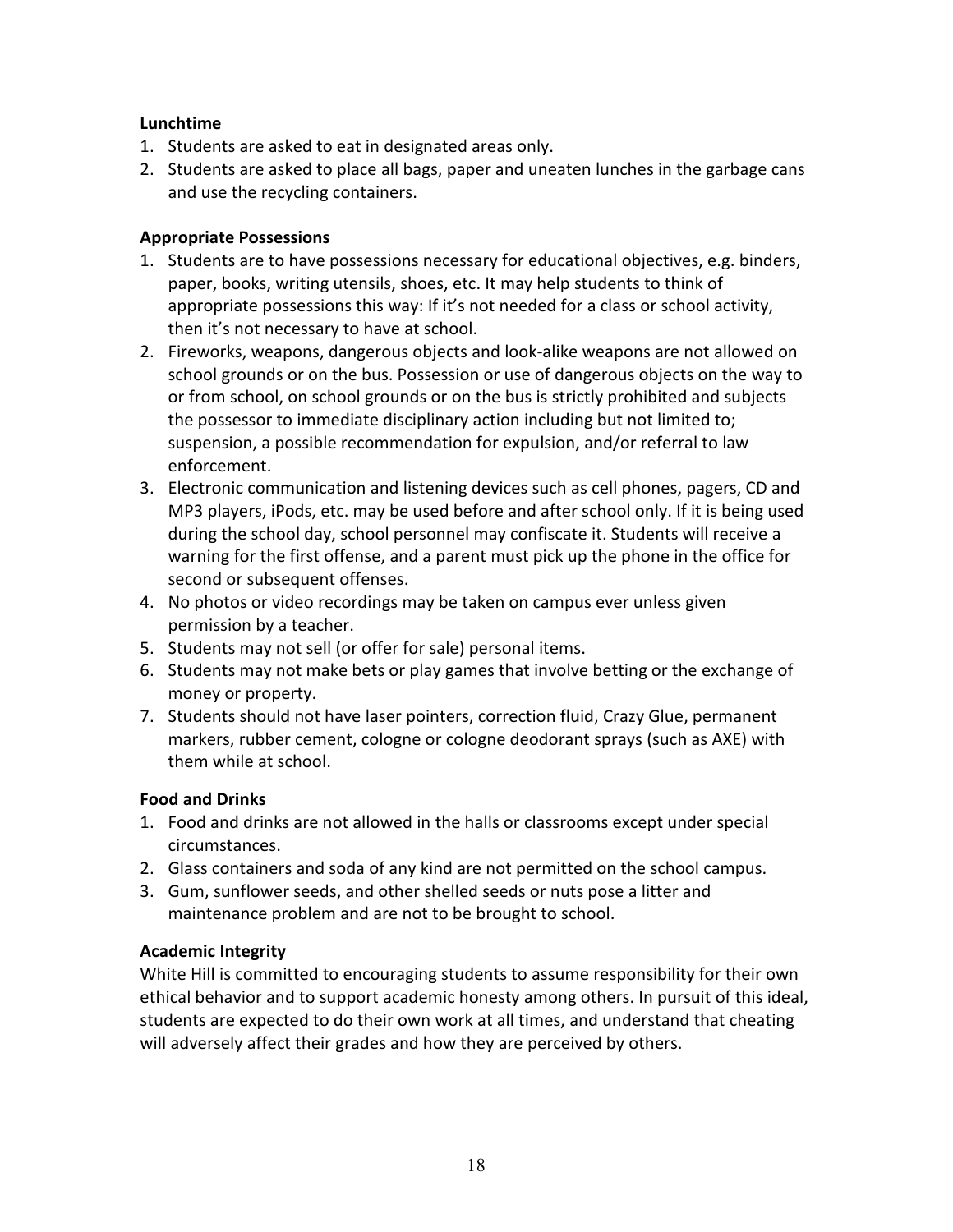**Lunchtime**

1. Students are asked to eat in designated areas only.
2. Students are asked to place all bags, paper and uneaten lunches in the garbage cans and use the recycling containers.

**Appropriate Possessions**

1. Students are to have possessions necessary for educational objectives, e.g. binders, paper, books, writing utensils, shoes, etc. It may help students to think of appropriate possessions this way: If it's not needed for a class or school activity, then it's not necessary to have at school.
2. Fireworks, weapons, dangerous objects and look-alike weapons are not allowed on school grounds or on the bus. Possession or use of dangerous objects on the way to or from school, on school grounds or on the bus is strictly prohibited and subjects the possessor to immediate disciplinary action including but not limited to; suspension, a possible recommendation for expulsion, and/or referral to law enforcement.
3. Electronic communication and listening devices such as cell phones, pagers, CD and MP3 players, iPods, etc. may be used before and after school only. If it is being used during the school day, school personnel may confiscate it. Students will receive a warning for the first offense, and a parent must pick up the phone in the office for second or subsequent offenses.
4. No photos or video recordings may be taken on campus ever unless given permission by a teacher.
5. Students may not sell (or offer for sale) personal items.
6. Students may not make bets or play games that involve betting or the exchange of money or property.
7. Students should not have laser pointers, correction fluid, Crazy Glue, permanent markers, rubber cement, cologne or cologne deodorant sprays (such as AXE) with them while at school.

**Food and Drinks**

1. Food and drinks are not allowed in the halls or classrooms except under special circumstances.
2. Glass containers and soda of any kind are not permitted on the school campus.
3. Gum, sunflower seeds, and other shelled seeds or nuts pose a litter and maintenance problem and are not to be brought to school.

**Academic Integrity**

White Hill is committed to encouraging students to assume responsibility for their own ethical behavior and to support academic honesty among others. In pursuit of this ideal, students are expected to do their own work at all times, and understand that cheating will adversely affect their grades and how they are perceived by others.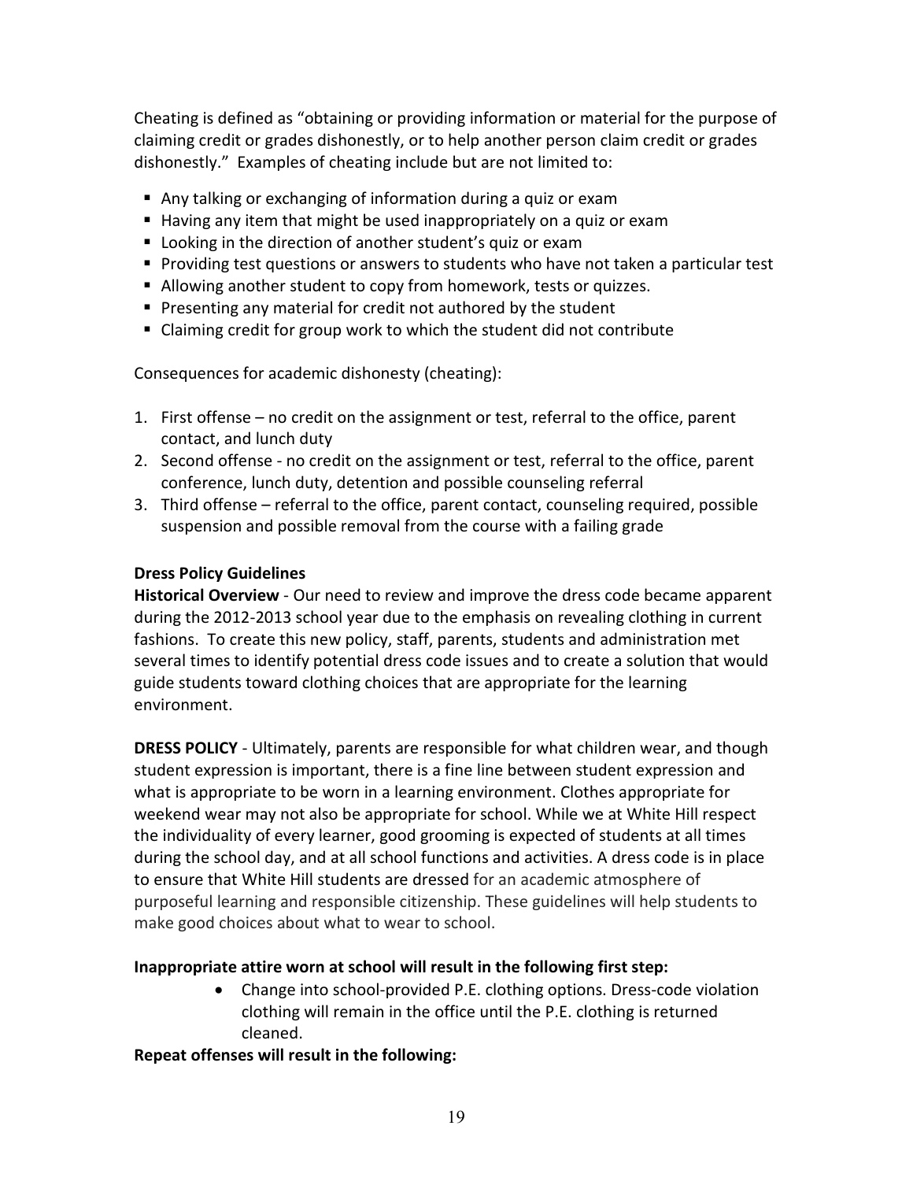Cheating is defined as "obtaining or providing information or material for the purpose of claiming credit or grades dishonestly, or to help another person claim credit or grades dishonestly." Examples of cheating include but are not limited to:

- Any talking or exchanging of information during a quiz or exam
- Having any item that might be used inappropriately on a quiz or exam
- Looking in the direction of another student's quiz or exam
- Providing test questions or answers to students who have not taken a particular test
- Allowing another student to copy from homework, tests or quizzes.
- Presenting any material for credit not authored by the student
- Claiming credit for group work to which the student did not contribute

Consequences for academic dishonesty (cheating):

1. First offense – no credit on the assignment or test, referral to the office, parent contact, and lunch duty
2. Second offense - no credit on the assignment or test, referral to the office, parent conference, lunch duty, detention and possible counseling referral
3. Third offense – referral to the office, parent contact, counseling required, possible suspension and possible removal from the course with a failing grade

**Dress Policy Guidelines**

**Historical Overview** - Our need to review and improve the dress code became apparent during the 2012-2013 school year due to the emphasis on revealing clothing in current fashions. To create this new policy, staff, parents, students and administration met several times to identify potential dress code issues and to create a solution that would guide students toward clothing choices that are appropriate for the learning environment.

**DRESS POLICY** - Ultimately, parents are responsible for what children wear, and though student expression is important, there is a fine line between student expression and what is appropriate to be worn in a learning environment. Clothes appropriate for weekend wear may not also be appropriate for school. While we at White Hill respect the individuality of every learner, good grooming is expected of students at all times during the school day, and at all school functions and activities. A dress code is in place to ensure that White Hill students are dressed for an academic atmosphere of purposeful learning and responsible citizenship. These guidelines will help students to make good choices about what to wear to school.

**Inappropriate attire worn at school will result in the following first step:**

- Change into school-provided P.E. clothing options. Dress-code violation clothing will remain in the office until the P.E. clothing is returned cleaned.

**Repeat offenses will result in the following:**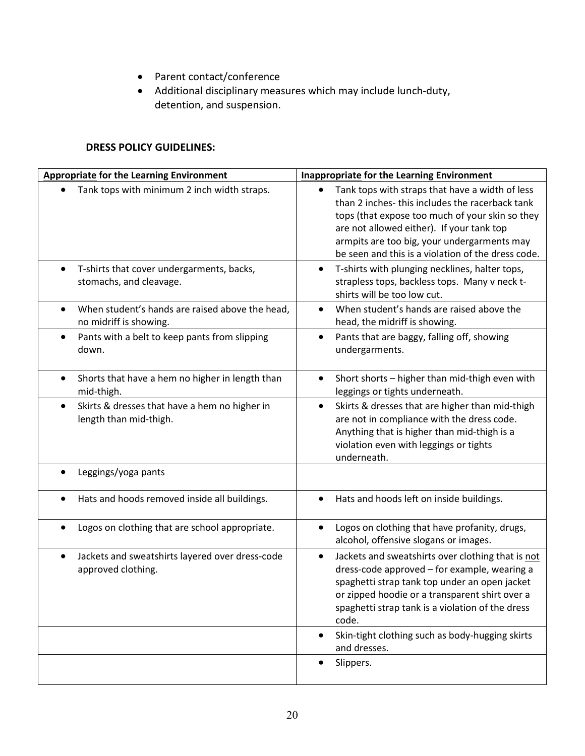- Parent contact/conference
- Additional disciplinary measures which may include lunch-duty, detention, and suspension.

**DRESS POLICY GUIDELINES:**

| **Appropriate for the Learning Environment** | **Inappropriate for the Learning Environment** |
|---|---|
| • Tank tops with minimum 2 inch width straps. | • Tank tops with straps that have a width of less than 2 inches- this includes the racerback tank tops (that expose too much of your skin so they are not allowed either). If your tank top armpits are too big, your undergarments may be seen and this is a violation of the dress code. |
| • T-shirts that cover undergarments, backs, stomachs, and cleavage. | • T-shirts with plunging necklines, halter tops, strapless tops, backless tops. Many v neck t-shirts will be too low cut. |
| • When student's hands are raised above the head, no midriff is showing. | • When student's hands are raised above the head, the midriff is showing. |
| • Pants with a belt to keep pants from slipping down. | • Pants that are baggy, falling off, showing undergarments. |
| • Shorts that have a hem no higher in length than mid-thigh. | • Short shorts – higher than mid-thigh even with leggings or tights underneath. |
| • Skirts & dresses that have a hem no higher in length than mid-thigh. | • Skirts & dresses that are higher than mid-thigh are not in compliance with the dress code. Anything that is higher than mid-thigh is a violation even with leggings or tights underneath. |
| • Leggings/yoga pants | |
| • Hats and hoods removed inside all buildings. | • Hats and hoods left on inside buildings. |
| • Logos on clothing that are school appropriate. | • Logos on clothing that have profanity, drugs, alcohol, offensive slogans or images. |
| • Jackets and sweatshirts layered over dress-code approved clothing. | • Jackets and sweatshirts over clothing that is not dress-code approved – for example, wearing a spaghetti strap tank top under an open jacket or zipped hoodie or a transparent shirt over a spaghetti strap tank is a violation of the dress code. |
| | • Skin-tight clothing such as body-hugging skirts and dresses. |
| | • Slippers. |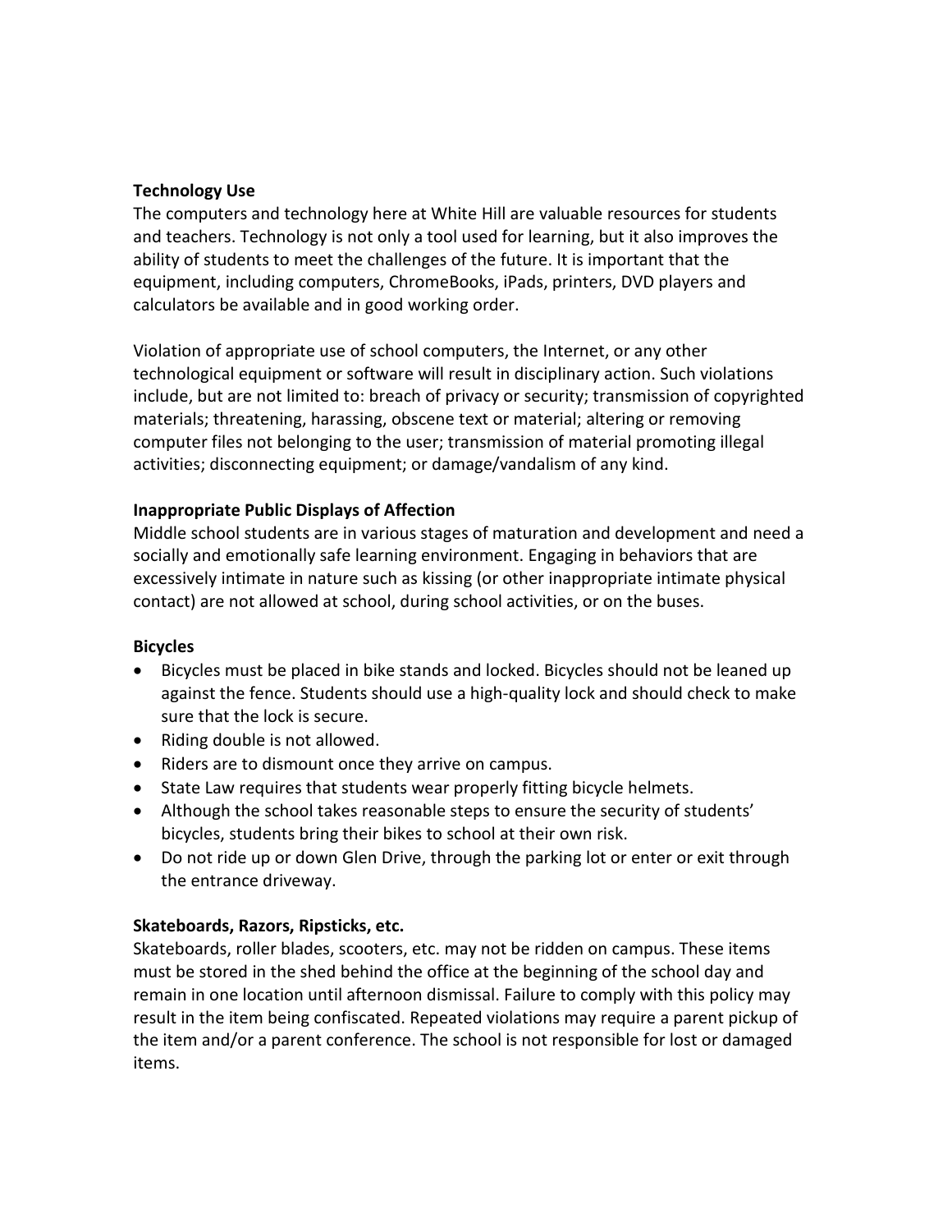**Technology Use**

The computers and technology here at White Hill are valuable resources for students and teachers. Technology is not only a tool used for learning, but it also improves the ability of students to meet the challenges of the future. It is important that the equipment, including computers, ChromeBooks, iPads, printers, DVD players and calculators be available and in good working order.

Violation of appropriate use of school computers, the Internet, or any other technological equipment or software will result in disciplinary action. Such violations include, but are not limited to: breach of privacy or security; transmission of copyrighted materials; threatening, harassing, obscene text or material; altering or removing computer files not belonging to the user; transmission of material promoting illegal activities; disconnecting equipment; or damage/vandalism of any kind.

**Inappropriate Public Displays of Affection**

Middle school students are in various stages of maturation and development and need a socially and emotionally safe learning environment. Engaging in behaviors that are excessively intimate in nature such as kissing (or other inappropriate intimate physical contact) are not allowed at school, during school activities, or on the buses.

**Bicycles**

- Bicycles must be placed in bike stands and locked. Bicycles should not be leaned up against the fence. Students should use a high-quality lock and should check to make sure that the lock is secure.
- Riding double is not allowed.
- Riders are to dismount once they arrive on campus.
- State Law requires that students wear properly fitting bicycle helmets.
- Although the school takes reasonable steps to ensure the security of students' bicycles, students bring their bikes to school at their own risk.
- Do not ride up or down Glen Drive, through the parking lot or enter or exit through the entrance driveway.

**Skateboards, Razors, Ripsticks, etc.**

Skateboards, roller blades, scooters, etc. may not be ridden on campus. These items must be stored in the shed behind the office at the beginning of the school day and remain in one location until afternoon dismissal. Failure to comply with this policy may result in the item being confiscated. Repeated violations may require a parent pickup of the item and/or a parent conference. The school is not responsible for lost or damaged items.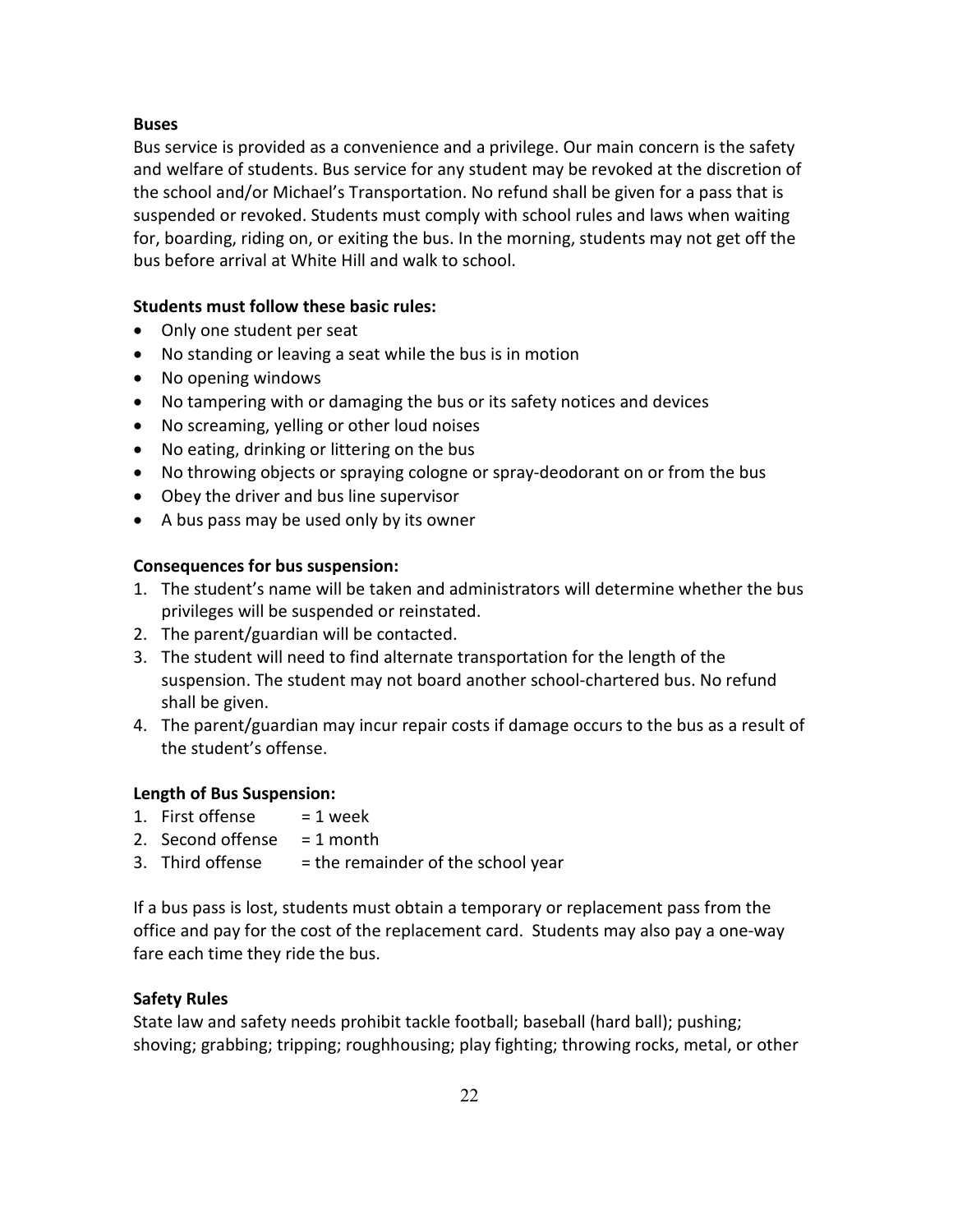### Buses

Bus service is provided as a convenience and a privilege. Our main concern is the safety and welfare of students. Bus service for any student may be revoked at the discretion of the school and/or Michael's Transportation. No refund shall be given for a pass that is suspended or revoked. Students must comply with school rules and laws when waiting for, boarding, riding on, or exiting the bus. In the morning, students may not get off the bus before arrival at White Hill and walk to school.

### Students must follow these basic rules:

- Only one student per seat
- No standing or leaving a seat while the bus is in motion
- No opening windows
- No tampering with or damaging the bus or its safety notices and devices
- No screaming, yelling or other loud noises
- No eating, drinking or littering on the bus
- No throwing objects or spraying cologne or spray-deodorant on or from the bus
- Obey the driver and bus line supervisor
- A bus pass may be used only by its owner

### Consequences for bus suspension:

1. The student's name will be taken and administrators will determine whether the bus privileges will be suspended or reinstated.
2. The parent/guardian will be contacted.
3. The student will need to find alternate transportation for the length of the suspension. The student may not board another school-chartered bus. No refund shall be given.
4. The parent/guardian may incur repair costs if damage occurs to the bus as a result of the student's offense.

### Length of Bus Suspension:

1. First offense = 1 week
2. Second offense = 1 month
3. Third offense = the remainder of the school year

If a bus pass is lost, students must obtain a temporary or replacement pass from the office and pay for the cost of the replacement card. Students may also pay a one-way fare each time they ride the bus.

### Safety Rules

State law and safety needs prohibit tackle football; baseball (hard ball); pushing; shoving; grabbing; tripping; roughhousing; play fighting; throwing rocks, metal, or other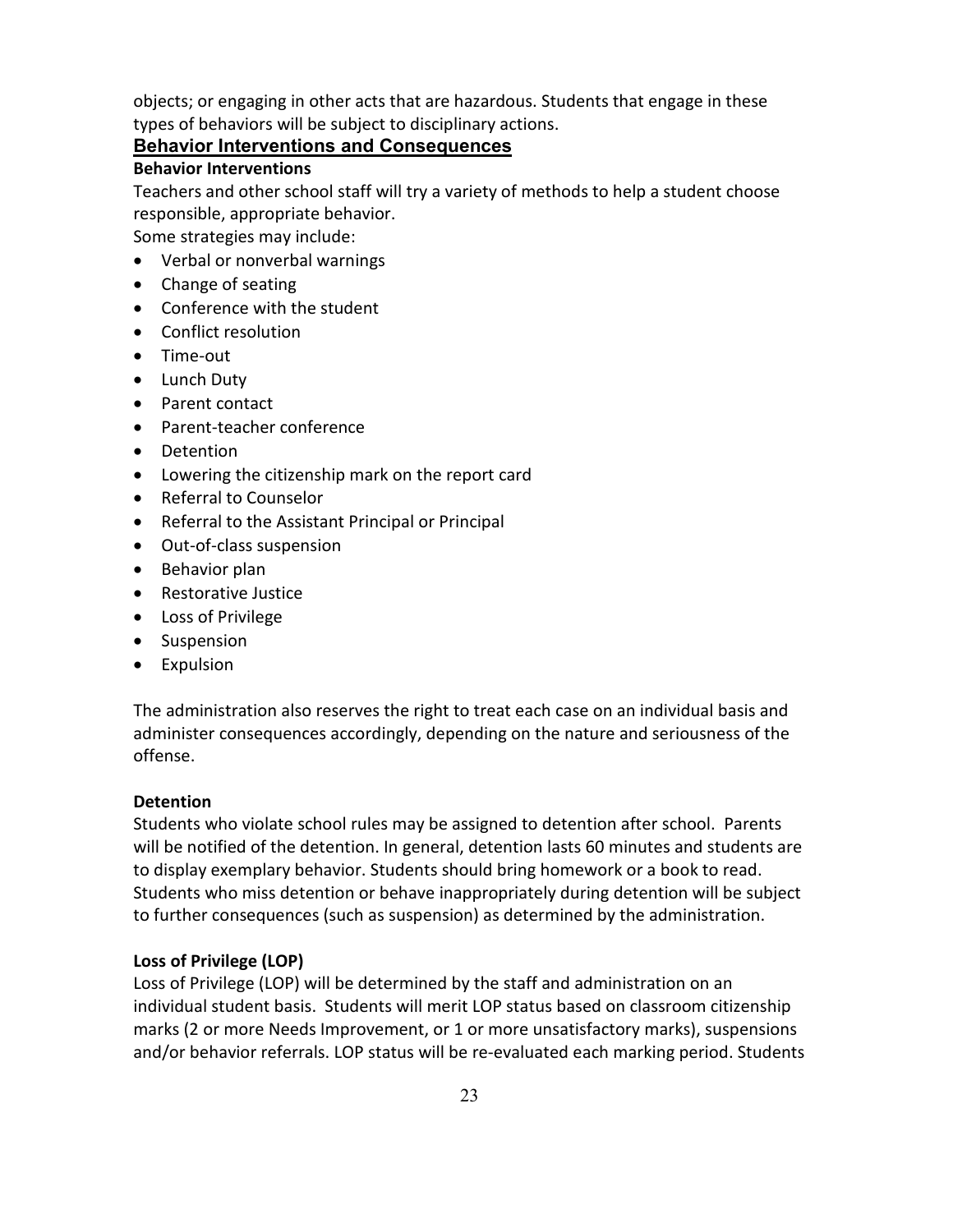objects; or engaging in other acts that are hazardous. Students that engage in these types of behaviors will be subject to disciplinary actions.

## Behavior Interventions and Consequences

### Behavior Interventions

Teachers and other school staff will try a variety of methods to help a student choose responsible, appropriate behavior.

Some strategies may include:

- Verbal or nonverbal warnings
- Change of seating
- Conference with the student
- Conflict resolution
- Time-out
- Lunch Duty
- Parent contact
- Parent-teacher conference
- Detention
- Lowering the citizenship mark on the report card
- Referral to Counselor
- Referral to the Assistant Principal or Principal
- Out-of-class suspension
- Behavior plan
- Restorative Justice
- Loss of Privilege
- Suspension
- Expulsion

The administration also reserves the right to treat each case on an individual basis and administer consequences accordingly, depending on the nature and seriousness of the offense.

### Detention

Students who violate school rules may be assigned to detention after school. Parents will be notified of the detention. In general, detention lasts 60 minutes and students are to display exemplary behavior. Students should bring homework or a book to read. Students who miss detention or behave inappropriately during detention will be subject to further consequences (such as suspension) as determined by the administration.

### Loss of Privilege (LOP)

Loss of Privilege (LOP) will be determined by the staff and administration on an individual student basis. Students will merit LOP status based on classroom citizenship marks (2 or more Needs Improvement, or 1 or more unsatisfactory marks), suspensions and/or behavior referrals. LOP status will be re-evaluated each marking period. Students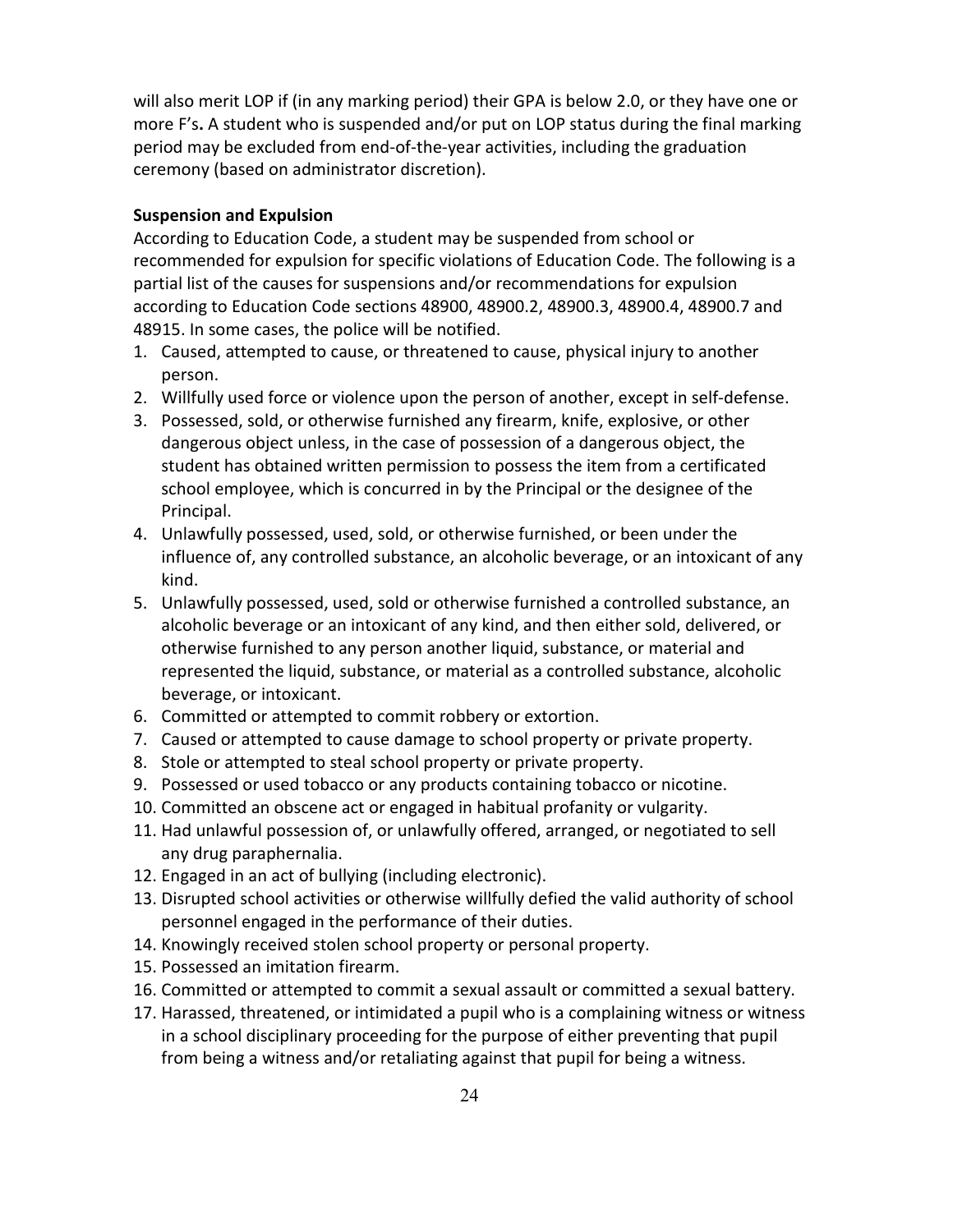will also merit LOP if (in any marking period) their GPA is below 2.0, or they have one or more F's**.** A student who is suspended and/or put on LOP status during the final marking period may be excluded from end-of-the-year activities, including the graduation ceremony (based on administrator discretion).

**Suspension and Expulsion**

According to Education Code, a student may be suspended from school or recommended for expulsion for specific violations of Education Code. The following is a partial list of the causes for suspensions and/or recommendations for expulsion according to Education Code sections 48900, 48900.2, 48900.3, 48900.4, 48900.7 and 48915. In some cases, the police will be notified.

1. Caused, attempted to cause, or threatened to cause, physical injury to another person.
2. Willfully used force or violence upon the person of another, except in self-defense.
3. Possessed, sold, or otherwise furnished any firearm, knife, explosive, or other dangerous object unless, in the case of possession of a dangerous object, the student has obtained written permission to possess the item from a certificated school employee, which is concurred in by the Principal or the designee of the Principal.
4. Unlawfully possessed, used, sold, or otherwise furnished, or been under the influence of, any controlled substance, an alcoholic beverage, or an intoxicant of any kind.
5. Unlawfully possessed, used, sold or otherwise furnished a controlled substance, an alcoholic beverage or an intoxicant of any kind, and then either sold, delivered, or otherwise furnished to any person another liquid, substance, or material and represented the liquid, substance, or material as a controlled substance, alcoholic beverage, or intoxicant.
6. Committed or attempted to commit robbery or extortion.
7. Caused or attempted to cause damage to school property or private property.
8. Stole or attempted to steal school property or private property.
9. Possessed or used tobacco or any products containing tobacco or nicotine.
10. Committed an obscene act or engaged in habitual profanity or vulgarity.
11. Had unlawful possession of, or unlawfully offered, arranged, or negotiated to sell any drug paraphernalia.
12. Engaged in an act of bullying (including electronic).
13. Disrupted school activities or otherwise willfully defied the valid authority of school personnel engaged in the performance of their duties.
14. Knowingly received stolen school property or personal property.
15. Possessed an imitation firearm.
16. Committed or attempted to commit a sexual assault or committed a sexual battery.
17. Harassed, threatened, or intimidated a pupil who is a complaining witness or witness in a school disciplinary proceeding for the purpose of either preventing that pupil from being a witness and/or retaliating against that pupil for being a witness.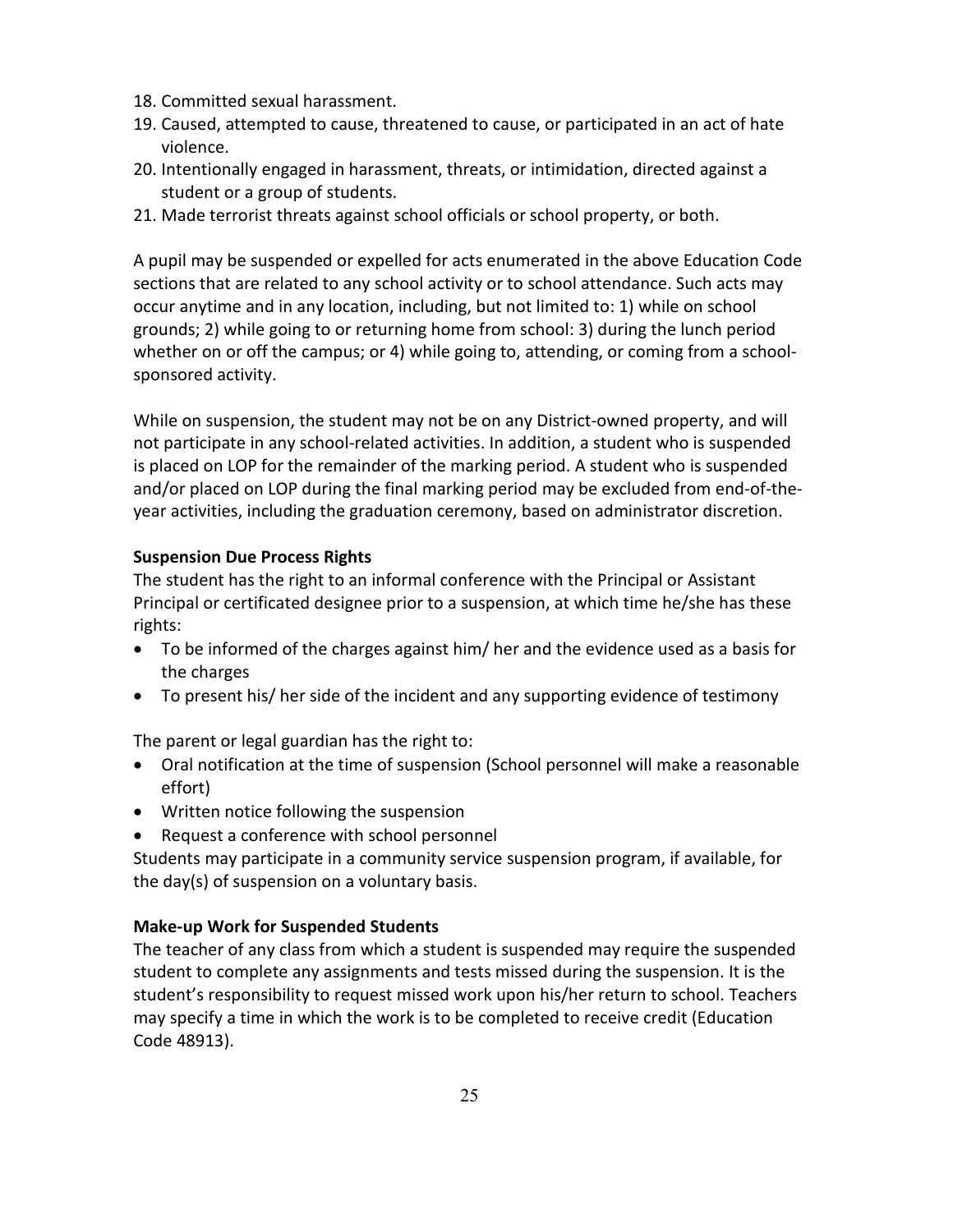18. Committed sexual harassment.
19. Caused, attempted to cause, threatened to cause, or participated in an act of hate violence.
20. Intentionally engaged in harassment, threats, or intimidation, directed against a student or a group of students.
21. Made terrorist threats against school officials or school property, or both.

A pupil may be suspended or expelled for acts enumerated in the above Education Code sections that are related to any school activity or to school attendance. Such acts may occur anytime and in any location, including, but not limited to: 1) while on school grounds; 2) while going to or returning home from school: 3) during the lunch period whether on or off the campus; or 4) while going to, attending, or coming from a school-sponsored activity.

While on suspension, the student may not be on any District-owned property, and will not participate in any school-related activities. In addition, a student who is suspended is placed on LOP for the remainder of the marking period. A student who is suspended and/or placed on LOP during the final marking period may be excluded from end-of-the-year activities, including the graduation ceremony, based on administrator discretion.

**Suspension Due Process Rights**

The student has the right to an informal conference with the Principal or Assistant Principal or certificated designee prior to a suspension, at which time he/she has these rights:

- To be informed of the charges against him/ her and the evidence used as a basis for the charges
- To present his/ her side of the incident and any supporting evidence of testimony

The parent or legal guardian has the right to:

- Oral notification at the time of suspension (School personnel will make a reasonable effort)
- Written notice following the suspension
- Request a conference with school personnel

Students may participate in a community service suspension program, if available, for the day(s) of suspension on a voluntary basis.

**Make-up Work for Suspended Students**

The teacher of any class from which a student is suspended may require the suspended student to complete any assignments and tests missed during the suspension. It is the student's responsibility to request missed work upon his/her return to school. Teachers may specify a time in which the work is to be completed to receive credit (Education Code 48913).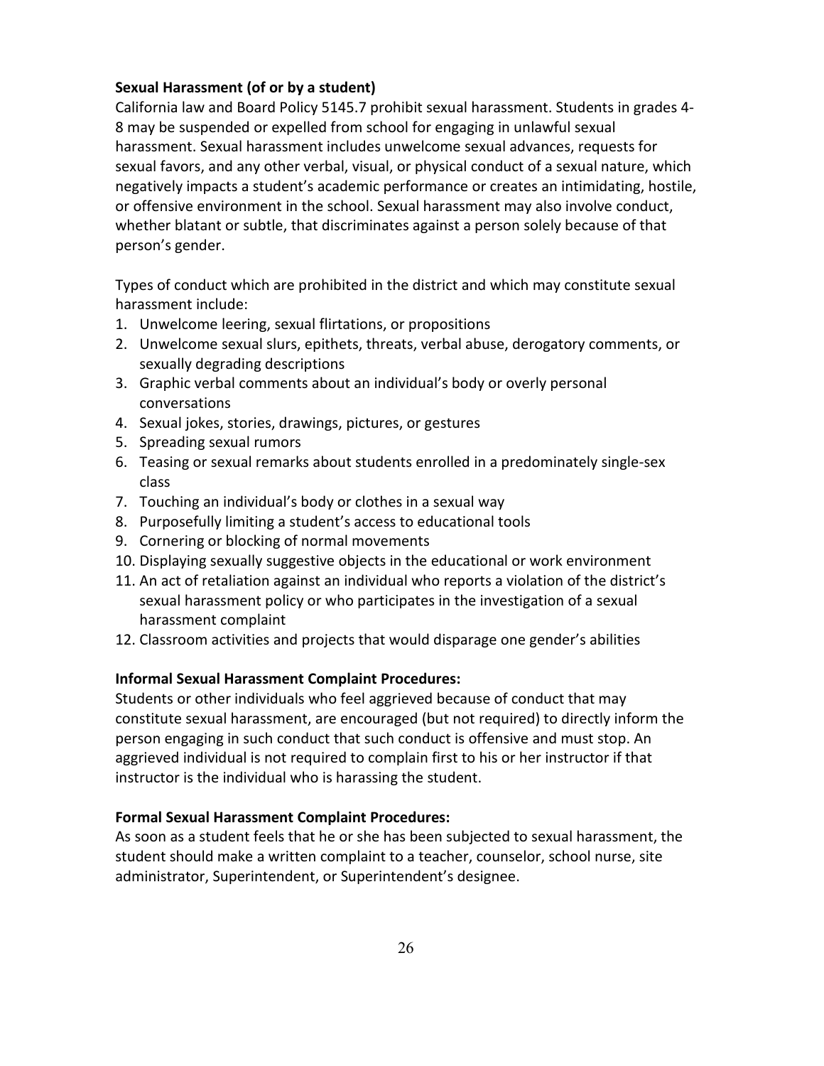**Sexual Harassment (of or by a student)**

California law and Board Policy 5145.7 prohibit sexual harassment. Students in grades 4-8 may be suspended or expelled from school for engaging in unlawful sexual harassment. Sexual harassment includes unwelcome sexual advances, requests for sexual favors, and any other verbal, visual, or physical conduct of a sexual nature, which negatively impacts a student's academic performance or creates an intimidating, hostile, or offensive environment in the school. Sexual harassment may also involve conduct, whether blatant or subtle, that discriminates against a person solely because of that person's gender.

Types of conduct which are prohibited in the district and which may constitute sexual harassment include:

1. Unwelcome leering, sexual flirtations, or propositions
2. Unwelcome sexual slurs, epithets, threats, verbal abuse, derogatory comments, or sexually degrading descriptions
3. Graphic verbal comments about an individual's body or overly personal conversations
4. Sexual jokes, stories, drawings, pictures, or gestures
5. Spreading sexual rumors
6. Teasing or sexual remarks about students enrolled in a predominately single-sex class
7. Touching an individual's body or clothes in a sexual way
8. Purposefully limiting a student's access to educational tools
9. Cornering or blocking of normal movements
10. Displaying sexually suggestive objects in the educational or work environment
11. An act of retaliation against an individual who reports a violation of the district's sexual harassment policy or who participates in the investigation of a sexual harassment complaint
12. Classroom activities and projects that would disparage one gender's abilities

**Informal Sexual Harassment Complaint Procedures:**

Students or other individuals who feel aggrieved because of conduct that may constitute sexual harassment, are encouraged (but not required) to directly inform the person engaging in such conduct that such conduct is offensive and must stop. An aggrieved individual is not required to complain first to his or her instructor if that instructor is the individual who is harassing the student.

**Formal Sexual Harassment Complaint Procedures:**

As soon as a student feels that he or she has been subjected to sexual harassment, the student should make a written complaint to a teacher, counselor, school nurse, site administrator, Superintendent, or Superintendent's designee.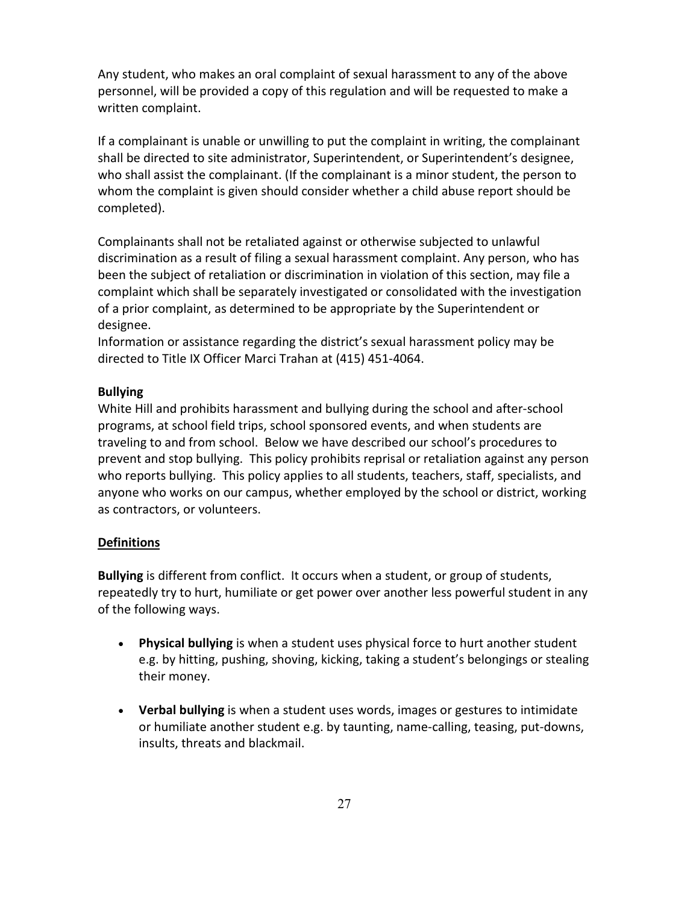Any student, who makes an oral complaint of sexual harassment to any of the above personnel, will be provided a copy of this regulation and will be requested to make a written complaint.

If a complainant is unable or unwilling to put the complaint in writing, the complainant shall be directed to site administrator, Superintendent, or Superintendent's designee, who shall assist the complainant. (If the complainant is a minor student, the person to whom the complaint is given should consider whether a child abuse report should be completed).

Complainants shall not be retaliated against or otherwise subjected to unlawful discrimination as a result of filing a sexual harassment complaint. Any person, who has been the subject of retaliation or discrimination in violation of this section, may file a complaint which shall be separately investigated or consolidated with the investigation of a prior complaint, as determined to be appropriate by the Superintendent or designee.
Information or assistance regarding the district's sexual harassment policy may be directed to Title IX Officer Marci Trahan at (415) 451-4064.

**Bullying**
White Hill and prohibits harassment and bullying during the school and after-school programs, at school field trips, school sponsored events, and when students are traveling to and from school. Below we have described our school's procedures to prevent and stop bullying. This policy prohibits reprisal or retaliation against any person who reports bullying. This policy applies to all students, teachers, staff, specialists, and anyone who works on our campus, whether employed by the school or district, working as contractors, or volunteers.

**Definitions**

**Bullying** is different from conflict. It occurs when a student, or group of students, repeatedly try to hurt, humiliate or get power over another less powerful student in any of the following ways.

- **Physical bullying** is when a student uses physical force to hurt another student e.g. by hitting, pushing, shoving, kicking, taking a student's belongings or stealing their money.

- **Verbal bullying** is when a student uses words, images or gestures to intimidate or humiliate another student e.g. by taunting, name-calling, teasing, put-downs, insults, threats and blackmail.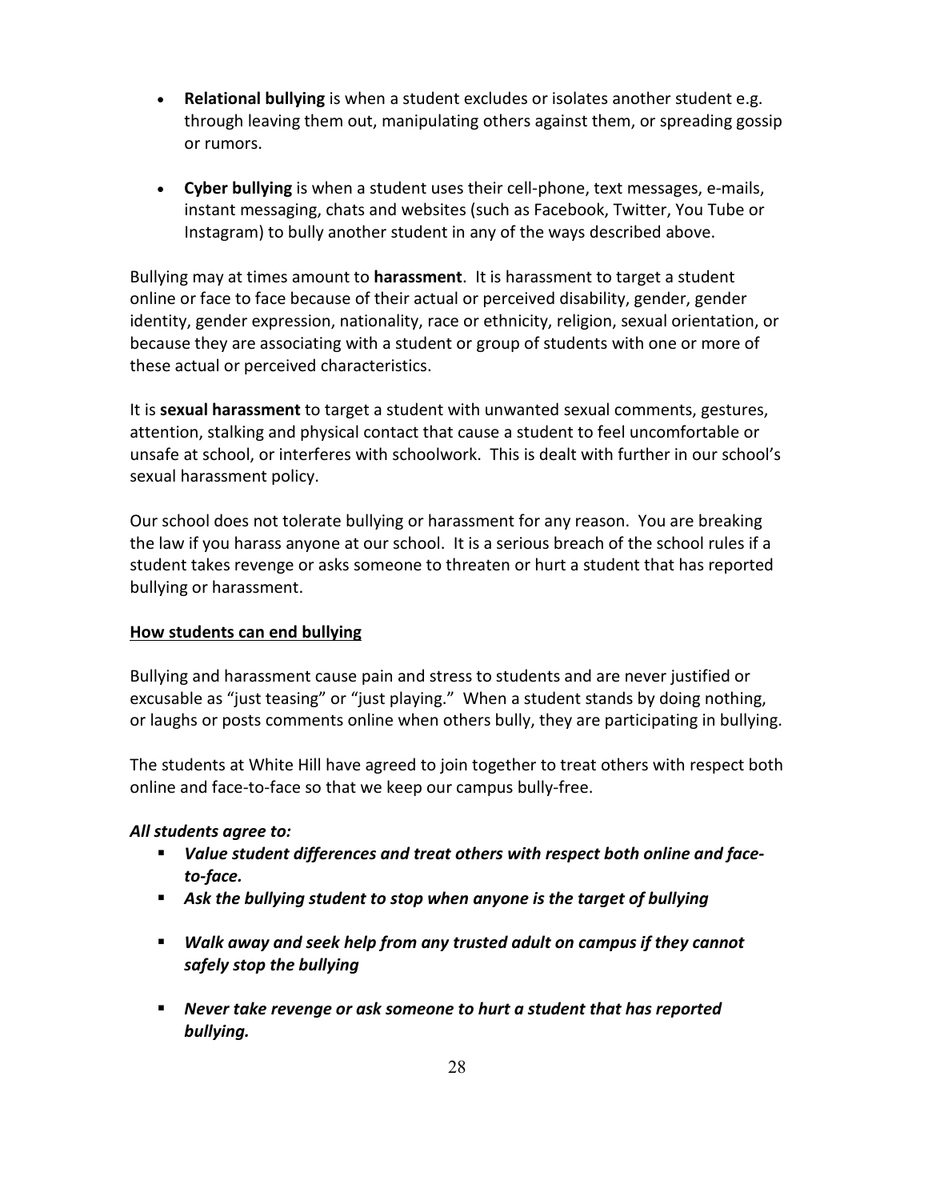- **Relational bullying** is when a student excludes or isolates another student e.g. through leaving them out, manipulating others against them, or spreading gossip or rumors.

- **Cyber bullying** is when a student uses their cell-phone, text messages, e-mails, instant messaging, chats and websites (such as Facebook, Twitter, You Tube or Instagram) to bully another student in any of the ways described above.

Bullying may at times amount to **harassment**. It is harassment to target a student online or face to face because of their actual or perceived disability, gender, gender identity, gender expression, nationality, race or ethnicity, religion, sexual orientation, or because they are associating with a student or group of students with one or more of these actual or perceived characteristics.

It is **sexual harassment** to target a student with unwanted sexual comments, gestures, attention, stalking and physical contact that cause a student to feel uncomfortable or unsafe at school, or interferes with schoolwork. This is dealt with further in our school's sexual harassment policy.

Our school does not tolerate bullying or harassment for any reason. You are breaking the law if you harass anyone at our school. It is a serious breach of the school rules if a student takes revenge or asks someone to threaten or hurt a student that has reported bullying or harassment.

**How students can end bullying**

Bullying and harassment cause pain and stress to students and are never justified or excusable as "just teasing" or "just playing." When a student stands by doing nothing, or laughs or posts comments online when others bully, they are participating in bullying.

The students at White Hill have agreed to join together to treat others with respect both online and face-to-face so that we keep our campus bully-free.

***All students agree to:***

- ***Value student differences and treat others with respect both online and face-to-face.***
- ***Ask the bullying student to stop when anyone is the target of bullying***
- ***Walk away and seek help from any trusted adult on campus if they cannot safely stop the bullying***
- ***Never take revenge or ask someone to hurt a student that has reported bullying.***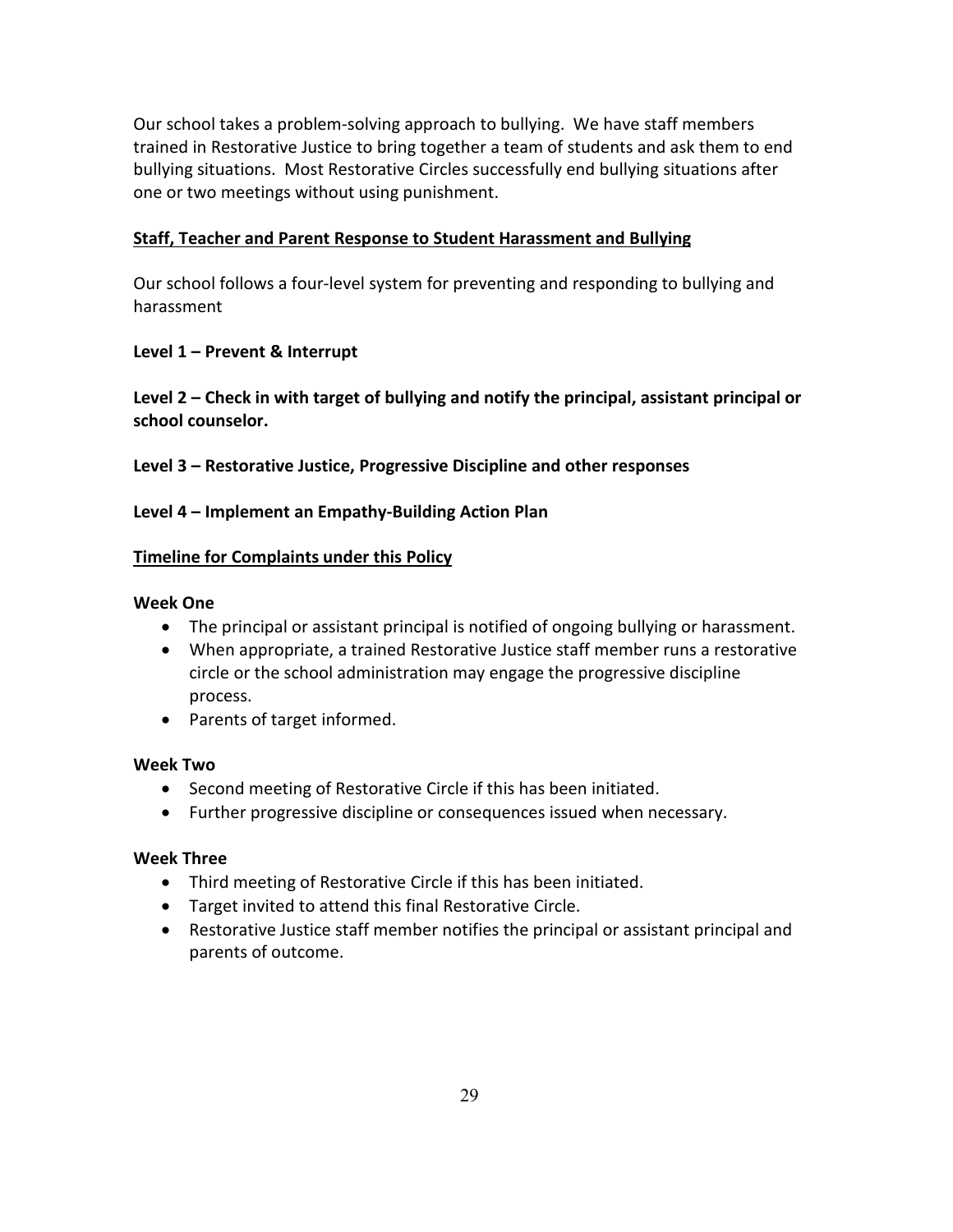Our school takes a problem-solving approach to bullying. We have staff members trained in Restorative Justice to bring together a team of students and ask them to end bullying situations. Most Restorative Circles successfully end bullying situations after one or two meetings without using punishment.

**<u>Staff, Teacher and Parent Response to Student Harassment and Bullying</u>**

Our school follows a four-level system for preventing and responding to bullying and harassment

**Level 1 – Prevent & Interrupt**

**Level 2 – Check in with target of bullying and notify the principal, assistant principal or school counselor.**

**Level 3 – Restorative Justice, Progressive Discipline and other responses**

**Level 4 – Implement an Empathy-Building Action Plan**

**<u>Timeline for Complaints under this Policy</u>**

**Week One**

- The principal or assistant principal is notified of ongoing bullying or harassment.
- When appropriate, a trained Restorative Justice staff member runs a restorative circle or the school administration may engage the progressive discipline process.
- Parents of target informed.

**Week Two**

- Second meeting of Restorative Circle if this has been initiated.
- Further progressive discipline or consequences issued when necessary.

**Week Three**

- Third meeting of Restorative Circle if this has been initiated.
- Target invited to attend this final Restorative Circle.
- Restorative Justice staff member notifies the principal or assistant principal and parents of outcome.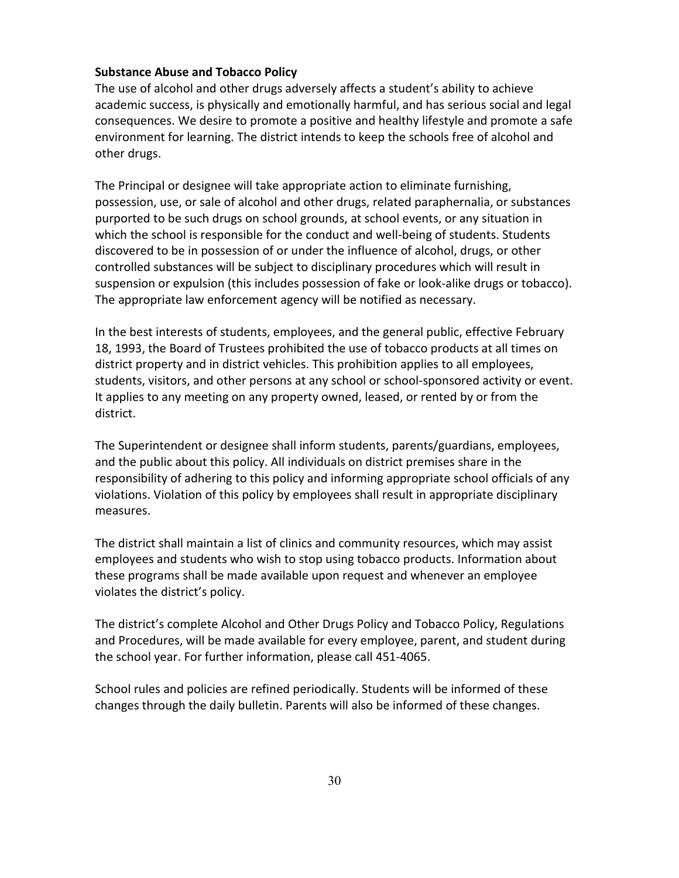**Substance Abuse and Tobacco Policy**

The use of alcohol and other drugs adversely affects a student's ability to achieve academic success, is physically and emotionally harmful, and has serious social and legal consequences. We desire to promote a positive and healthy lifestyle and promote a safe environment for learning. The district intends to keep the schools free of alcohol and other drugs.

The Principal or designee will take appropriate action to eliminate furnishing, possession, use, or sale of alcohol and other drugs, related paraphernalia, or substances purported to be such drugs on school grounds, at school events, or any situation in which the school is responsible for the conduct and well-being of students. Students discovered to be in possession of or under the influence of alcohol, drugs, or other controlled substances will be subject to disciplinary procedures which will result in suspension or expulsion (this includes possession of fake or look-alike drugs or tobacco). The appropriate law enforcement agency will be notified as necessary.

In the best interests of students, employees, and the general public, effective February 18, 1993, the Board of Trustees prohibited the use of tobacco products at all times on district property and in district vehicles. This prohibition applies to all employees, students, visitors, and other persons at any school or school-sponsored activity or event. It applies to any meeting on any property owned, leased, or rented by or from the district.

The Superintendent or designee shall inform students, parents/guardians, employees, and the public about this policy. All individuals on district premises share in the responsibility of adhering to this policy and informing appropriate school officials of any violations. Violation of this policy by employees shall result in appropriate disciplinary measures.

The district shall maintain a list of clinics and community resources, which may assist employees and students who wish to stop using tobacco products. Information about these programs shall be made available upon request and whenever an employee violates the district's policy.

The district's complete Alcohol and Other Drugs Policy and Tobacco Policy, Regulations and Procedures, will be made available for every employee, parent, and student during the school year. For further information, please call 451-4065.

School rules and policies are refined periodically. Students will be informed of these changes through the daily bulletin. Parents will also be informed of these changes.